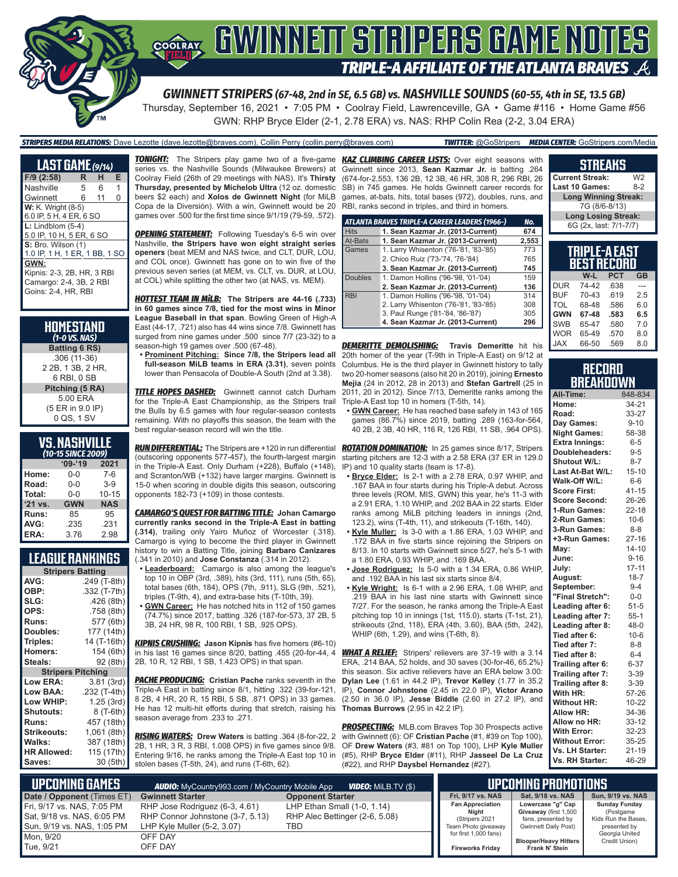# GWINNETT STRIPERS GAME NOTES

## TRIPLE-A AFFILIATE OF THE ATLANTA BRAVES

### GWINNETT STRIPERS (67-48, 2nd in SE, 6.5 GB) vs. NASHVILLE SOUNDS (60-55, 4th in SE, 13.5 GB)

Thursday, September 16, 2021 • 7:05 PM • Coolray Field, Lawrenceville, GA • Game #116 • Home Game #56

GWN: RHP Bryce Elder (2-1, 2.78 ERA) vs. NAS: RHP Colin Rea (2-2, 3.04 ERA)

**STRIPERS MEDIA RELATIONS:** Dave Lezotte (dave.lezotte@braves.com), Collin Perry (collin.perry@braves.com) **TWITTER:** @GoStripers **MEDIA CENTER:** GoStripers.com/Media

## LAST GAME (9/14)

| F/9 (2:58) | R | H | E |
|---|---|---|---|
| Nashville | 5 | 6 | 1 |
| Gwinnett | 6 | 11 | 0 |

**W:** K. Wright (8-5)
6.0 IP, 5 H, 4 ER, 6 SO

**L:** Lindblom (5-4)
5.0 IP, 10 H, 5 ER, 6 SO

**S:** Bro. Wilson (1)
1.0 IP, 1 H, 1 ER, 1 BB, 1 SO

**GWN:**
Kipnis: 2-3, 2B, HR, 3 RBI
Camargo: 2-4, 3B, 2 RBI
Goins: 2-4, HR, RBI

## HOMESTAND (1-0 VS. NAS)

**Batting (6 RS)**
.306 (11-36)
2 2B, 1 3B, 2 HR,
6 RBI, 0 SB

**Pitching (5 RA)**
5.00 ERA
(5 ER in 9.0 IP)
0 QS, 1 SV

## VS. NASHVILLE (10-15 SINCE 2009)

| | '09-'19 | 2021 |
|---|---|---|
| Home: | 0-0 | 7-6 |
| Road: | 0-0 | 3-9 |
| Total: | 0-0 | 10-15 |
| '21 vs. | GWN | NAS |
| Runs: | 85 | 95 |
| AVG: | .235 | .231 |
| ERA: | 3.76 | 2.98 |

## LEAGUE RANKINGS

| Stripers Batting | |
|---|---|
| AVG: | .249 (T-8th) |
| OBP: | .332 (T-7th) |
| SLG: | .426 (8th) |
| OPS: | .758 (8th) |
| Runs: | 577 (6th) |
| Doubles: | 177 (14th) |
| Triples: | 14 (T-16th) |
| Homers: | 154 (6th) |
| Steals: | 92 (8th) |
| **Stripers Pitching** | |
| Low ERA: | 3.81 (3rd) |
| Low BAA: | .232 (T-4th) |
| Low WHIP: | 1.25 (3rd) |
| Shutouts: | 8 (T-6th) |
| Runs: | 457 (18th) |
| Strikeouts: | 1,061 (8th) |
| Walks: | 387 (18th) |
| HR Allowed: | 115 (17th) |
| Saves: | 30 (5th) |

***TONIGHT:*** The Stripers play game two of a five-game series vs. the Nashville Sounds (Milwaukee Brewers) at Coolray Field (26th of 29 meetings with NAS). It's **Thirsty Thursday, presented by Michelob Ultra** (12 oz. domestic beers $2 each) and **Xolos de Gwinnett Night** (for MiLB Copa de la Diversión). With a win, Gwinnett would be 20 games over .500 for the first time since 9/1/19 (79-59, .572).

***OPENING STATEMENT:*** Following Tuesday's 6-5 win over Nashville, **the Stripers have won eight straight series openers** (beat MEM and NAS twice, and CLT, DUR, LOU, and COL once). Gwinnett has gone on to win five of the previous seven series (at MEM, vs. CLT, vs. DUR, at LOU, at COL) while splitting the other two (at NAS, vs. MEM).

***HOTTEST TEAM IN MiLB:*** **The Stripers are 44-16 (.733) in 60 games since 7/8, tied for the most wins in Minor League Baseball in that span.** Bowling Green of High-A East (44-17, .721) also has 44 wins since 7/8. Gwinnett has surged from nine games under .500 since 7/7 (23-32) to a season-high 19 games over .500 (67-48).

- **Prominent Pitching:** **Since 7/8, the Stripers lead all full-season MiLB teams in ERA (3.31)**, seven points lower than Pensacola of Double-A South (2nd at 3.38).

***TITLE HOPES DASHED:*** Gwinnett cannot catch Durham for the Triple-A East Championship, as the Stripers trail the Bulls by 6.5 games with four regular-season contests remaining. With no playoffs this season, the team with the best regular-season record will win the title.

***RUN DIFFERENTIAL:*** The Stripers are +120 in run differential (outscoring opponents 577-457), the fourth-largest margin in the Triple-A East. Only Durham (+228), Buffalo (+148), and Scranton/WB (+132) have larger margins. Gwinnett is 15-0 when scoring in double digits this season, outscoring opponents 182-73 (+109) in those contests.

***CAMARGO'S QUEST FOR BATTING TITLE:*** **Johan Camargo currently ranks second in the Triple-A East in batting (.314)**, trailing only Yairo Muñoz of Worcester (.318). Camargo is vying to become the third player in Gwinnett history to win a Batting Title, joining **Barbaro Canizares** (.341 in 2010) and **Jose Constanza** (.314 in 2012).

- **Leaderboard:** Camargo is also among the league's top 10 in OBP (3rd, .389), hits (3rd, 111), runs (5th, 65), total bases (6th, 184), OPS (7th, .911), SLG (9th, .521), triples (T-9th, 4), and extra-base hits (T-10th, 39).
- **GWN Career:** He has notched hits in 112 of 150 games (74.7%) since 2017, batting .326 (187-for-573, 37 2B, 5 3B, 24 HR, 98 R, 100 RBI, 1 SB, .925 OPS).

***KIPNIS CRUSHING:*** **Jason Kipnis** has five homers (#6-10) in his last 16 games since 8/20, batting .455 (20-for-44, 4 2B, 10 R, 12 RBI, 1 SB, 1.423 OPS) in that span.

***PACHE PRODUCING:*** **Cristian Pache** ranks seventh in the Triple-A East in batting since 8/1, hitting .322 (39-for-121, 8 2B, 4 HR, 20 R, 15 RBI, 5 SB, .871 OPS) in 33 games. He has 12 multi-hit efforts during that stretch, raising his season average from .233 to .271.

***RISING WATERS:*** **Drew Waters** is batting .364 (8-for-22, 2 2B, 1 HR, 3 R, 3 RBI, 1.008 OPS) in five games since 9/8. Entering 9/16, he ranks among the Triple-A East top 10 in stolen bases (T-5th, 24), and runs (T-6th, 62).

***KAZ CLIMBING CAREER LISTS:*** Over eight seasons with Gwinnett since 2013, **Sean Kazmar Jr.** is batting .264 (674-for-2,553, 136 2B, 12 3B, 46 HR, 308 R, 296 RBI, 26 SB) in 745 games. He holds Gwinnett career records for games, at-bats, hits, total bases (972), doubles, runs, and RBI, ranks second in triples, and third in homers.

| ATLANTA BRAVES TRIPLE-A CAREER LEADERS (1966-) | | No. |
|---|---|---|
| Hits | **1. Sean Kazmar Jr. (2013-Current)** | **674** |
| At-Bats | **1. Sean Kazmar Jr. (2013-Current)** | **2,553** |
| Games | 1. Larry Whisenton ('76-'81, '83-'85) | 773 |
| | 2. Chico Ruiz ('73-'74, '76-'84) | 765 |
| | **3. Sean Kazmar Jr. (2013-Current)** | **745** |
| Doubles | 1. Damon Hollins ('96-'98, '01-'04) | 159 |
| | **2. Sean Kazmar Jr. (2013-Current)** | **136** |
| RBI | 1. Damon Hollins ('96-'98, '01-'04) | 314 |
| | 2. Larry Whisenton ('76-'81, '83-'85) | 308 |
| | 3. Paul Runge ('81-'84, '86-'87) | 305 |
| | **4. Sean Kazmar Jr. (2013-Current)** | **296** |

***DEMERITTE DEMOLISHING:*** **Travis Demeritte** hit his 20th homer of the year (T-9th in Triple-A East) on 9/12 at Columbus. He is the third player in Gwinnett history to tally two 20-homer seasons (also hit 20 in 2019), joining **Ernesto Mejia** (24 in 2012, 28 in 2013) and **Stefan Gartrell** (25 in 2011, 20 in 2012). Since 7/13, Demeritte ranks among the Triple-A East top 10 in homers (T-5th, 14).

- **GWN Career:** He has reached base safely in 143 of 165 games (86.7%) since 2019, batting .289 (163-for-564, 40 2B, 2 3B, 40 HR, 116 R, 126 RBI, 11 SB, .964 OPS).

***ROTATION DOMINATION:*** In 25 games since 8/17, Stripers starting pitchers are 12-3 with a 2.58 ERA (37 ER in 129.0 IP) and 10 quality starts (team is 17-8).

- **Bryce Elder:** Is 2-1 with a 2.78 ERA, 0.97 WHIP, and .167 BAA in four starts during his Triple-A debut. Across three levels (ROM, MIS, GWN) this year, he's 11-3 with a 2.91 ERA, 1.10 WHIP, and .202 BAA in 22 starts. Elder ranks among MiLB pitching leaders in innings (2nd, 123.2), wins (T-4th, 11), and strikeouts (T-16th, 140).
- **Kyle Muller:** Is 3-0 with a 1.86 ERA, 1.03 WHIP, and .172 BAA in five starts since rejoining the Stripers on 8/13. In 10 starts with Gwinnett since 5/27, he's 5-1 with a 1.80 ERA, 0.93 WHIP, and .169 BAA.
- **Jose Rodriguez:** Is 5-0 with a 1.34 ERA, 0.86 WHIP, and .192 BAA in his last six starts since 8/4.
- **Kyle Wright:** Is 6-1 with a 2.96 ERA, 1.08 WHIP, and .219 BAA in his last nine starts with Gwinnett since 7/27. For the season, he ranks among the Triple-A East pitching top 10 in innings (1st, 115.0), starts (T-1st, 21), strikeouts (2nd, 118), ERA (4th, 3.60), BAA (5th, .242), WHIP (6th, 1.29), and wins (T-6th, 8).

***WHAT A RELIEF:*** Stripers' relievers are 37-19 with a 3.14 ERA, .214 BAA, 52 holds, and 30 saves (30-for-46, 65.2%) this season. Six active relievers have an ERA below 3.00: **Dylan Lee** (1.61 in 44.2 IP), **Trevor Kelley** (1.77 in 35.2 IP), **Connor Johnstone** (2.45 in 22.0 IP), **Victor Arano** (2.50 in 36.0 IP), **Jesse Biddle** (2.60 in 27.2 IP), and **Thomas Burrows** (2.95 in 42.2 IP).

***PROSPECTING:*** MLB.com Braves Top 30 Prospects active with Gwinnett (6): OF **Cristian Pache** (#1, #39 on Top 100), OF **Drew Waters** (#3, #81 on Top 100), LHP **Kyle Muller** (#5), RHP **Bryce Elder** (#11), RHP **Jasseel De La Cruz** (#22), and RHP **Daysbel Hernandez** (#27).

## STREAKS

| | |
|---|---|
| Current Streak: | W2 |
| Last 10 Games: | 8-2 |
| **Long Winning Streak:** | |
| 7G (8/6-8/13) | |
| **Long Losing Streak:** | |
| 6G (2x, last: 7/1-7/7) | |

## TRIPLE-A EAST BEST RECORD

| | W-L | PCT | GB |
|---|---|---|---|
| DUR | 74-42 | .638 | --- |
| BUF | 70-43 | .619 | 2.5 |
| TOL | 68-48 | .586 | 6.0 |
| **GWN** | **67-48** | **.583** | **6.5** |
| SWB | 65-47 | .580 | 7.0 |
| WOR | 65-49 | .570 | 8.0 |
| JAX | 66-50 | .569 | 8.0 |

## RECORD BREAKDOWN

| | |
|---|---|
| All-Time: | 848-834 |
| Home: | 34-21 |
| Road: | 33-27 |
| Day Games: | 9-10 |
| Night Games: | 58-38 |
| Extra Innings: | 6-5 |
| Doubleheaders: | 9-5 |
| Shutout W/L: | 8-7 |
| Last At-Bat W/L: | 15-10 |
| Walk-Off W/L: | 6-6 |
| Score First: | 41-15 |
| Score Second: | 26-26 |
| 1-Run Games: | 22-18 |
| 2-Run Games: | 10-6 |
| 3-Run Games: | 8-8 |
| +3-Run Games: | 27-16 |
| May: | 14-10 |
| June: | 9-16 |
| July: | 17-11 |
| August: | 18-7 |
| September: | 9-4 |
| "Final Stretch": | 0-0 |
| Leading after 6: | 51-5 |
| Leading after 7: | 55-1 |
| Leading after 8: | 48-0 |
| Tied after 6: | 10-6 |
| Tied after 7: | 8-8 |
| Tied after 8: | 6-4 |
| Trailing after 6: | 6-37 |
| Trailing after 7: | 3-39 |
| Trailing after 8: | 3-39 |
| With HR: | 57-26 |
| Without HR: | 10-22 |
| Allow HR: | 34-36 |
| Allow no HR: | 33-12 |
| With Error: | 32-23 |
| Without Error: | 35-25 |
| Vs. LH Starter: | 21-19 |
| Vs. RH Starter: | 46-29 |

## UPCOMING GAMES

**AUDIO:** MyCountry993.com / MyCountry Mobile App **VIDEO:** MiLB.TV ($)

| Date / Opponent (Times ET) | Gwinnett Starter | Opponent Starter |
|---|---|---|
| Fri, 9/17 vs. NAS, 7:05 PM | RHP Jose Rodriguez (6-3, 4.61) | LHP Ethan Small (1-0, 1.14) |
| Sat, 9/18 vs. NAS, 6:05 PM | RHP Connor Johnstone (3-7, 5.13) | RHP Alec Bettinger (2-6, 5.08) |
| Sun, 9/19 vs. NAS, 1:05 PM | LHP Kyle Muller (5-2, 3.07) | TBD |
| Mon, 9/20 | OFF DAY | |
| Tue, 9/21 | OFF DAY | |

## UPCOMING PROMOTIONS

| Fri, 9/17 vs. NAS | Sat, 9/18 vs. NAS | Sun, 9/19 vs. NAS |
|---|---|---|
| **Fan Appreciation Night** (Stripers 2021 Team Photo giveaway for first 1,000 fans) | **Lowercase "g" Cap Giveaway** (first 1,500 fans, presented by Gwinnett Daily Post) | **Sunday Funday** (Postgame Kids Run the Bases, presented by Georgia United Credit Union) |
| **Fireworks Friday** | **Blooper/Heavy Hitters Frank N' Stein** | |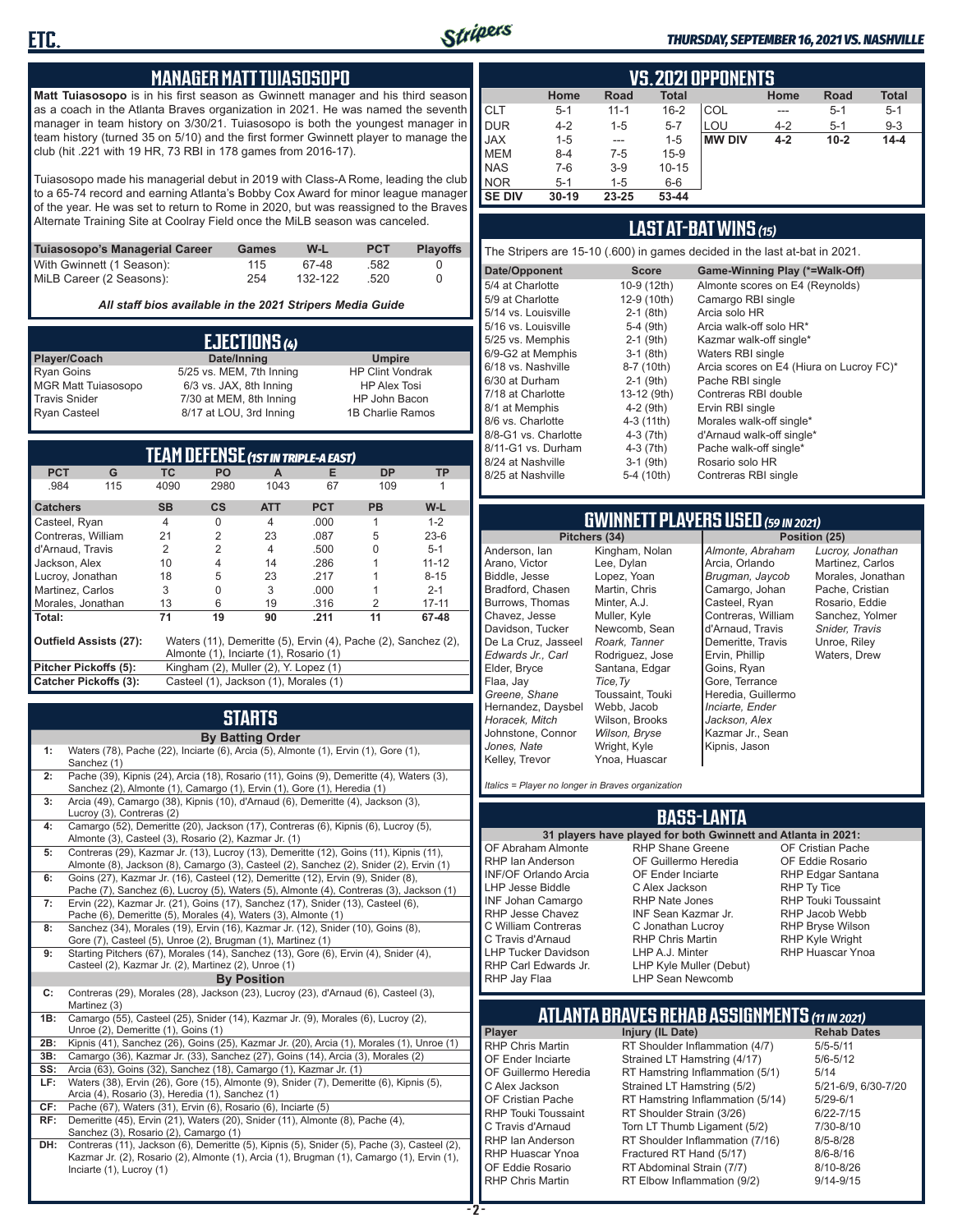## MANAGER MATT TUIASOSOPO

**Matt Tuiasosopo** is in his first season as Gwinnett manager and his third season as a coach in the Atlanta Braves organization in 2021. He was named the seventh manager in team history on 3/30/21. Tuiasosopo is both the youngest manager in team history (turned 35 on 5/10) and the first former Gwinnett player to manage the club (hit .221 with 19 HR, 73 RBI in 178 games from 2016-17).

Tuiasosopo made his managerial debut in 2019 with Class-A Rome, leading the club to a 65-74 record and earning Atlanta's Bobby Cox Award for minor league manager of the year. He was set to return to Rome in 2020, but was reassigned to the Braves Alternate Training Site at Coolray Field once the MiLB season was canceled.

| Tuiasosopo's Managerial Career | Games | W-L | PCT | Playoffs |
|---|---|---|---|---|
| With Gwinnett (1 Season): | 115 | 67-48 | .582 | 0 |
| MiLB Career (2 Seasons): | 254 | 132-122 | .520 | 0 |

*All staff bios available in the 2021 Stripers Media Guide*

## EJECTIONS (4)

| Player/Coach | Date/Inning | Umpire |
|---|---|---|
| Ryan Goins | 5/25 vs. MEM, 7th Inning | HP Clint Vondrak |
| MGR Matt Tuiasosopo | 6/3 vs. JAX, 8th Inning | HP Alex Tosi |
| Travis Snider | 7/30 at MEM, 8th Inning | HP John Bacon |
| Ryan Casteel | 8/17 at LOU, 3rd Inning | 1B Charlie Ramos |

## TEAM DEFENSE (1ST IN TRIPLE-A EAST)

| PCT | G | TC | PO | A | E | DP | TP |
|---|---|---|---|---|---|---|---|
| .984 | 115 | 4090 | 2980 | 1043 | 67 | 109 | 1 |

| Catchers | SB | CS | ATT | PCT | PB | W-L |
|---|---|---|---|---|---|---|
| Casteel, Ryan | 4 | 0 | 4 | .000 | 1 | 1-2 |
| Contreras, William | 21 | 2 | 23 | .087 | 5 | 23-6 |
| d'Arnaud, Travis | 2 | 2 | 4 | .500 | 0 | 5-1 |
| Jackson, Alex | 10 | 4 | 14 | .286 | 1 | 11-12 |
| Lucroy, Jonathan | 18 | 5 | 23 | .217 | 1 | 8-15 |
| Martinez, Carlos | 3 | 0 | 3 | .000 | 1 | 2-1 |
| Morales, Jonathan | 13 | 6 | 19 | .316 | 2 | 17-11 |
| **Total:** | 71 | 19 | 90 | .211 | 11 | 67-48 |

**Outfield Assists (27):** Waters (11), Demeritte (5), Ervin (4), Pache (2), Sanchez (2), Almonte (1), Inciarte (1), Rosario (1)

**Pitcher Pickoffs (5):** Kingham (2), Muller (2), Y. Lopez (1)

**Catcher Pickoffs (3):** Casteel (1), Jackson (1), Morales (1)

## STARTS

### By Batting Order

**1:** Waters (78), Pache (22), Inciarte (6), Arcia (5), Almonte (1), Ervin (1), Gore (1), Sanchez (1)

**2:** Pache (39), Kipnis (24), Arcia (18), Rosario (11), Goins (9), Demeritte (4), Waters (3), Sanchez (2), Almonte (1), Camargo (1), Ervin (1), Gore (1), Heredia (1)

**3:** Arcia (49), Camargo (38), Kipnis (10), d'Arnaud (6), Demeritte (4), Jackson (3), Lucroy (3), Contreras (2)

**4:** Camargo (52), Demeritte (20), Jackson (17), Contreras (6), Kipnis (6), Lucroy (5), Almonte (3), Casteel (3), Rosario (2), Kazmar Jr. (1)

**5:** Contreras (29), Kazmar Jr. (13), Lucroy (13), Demeritte (12), Goins (11), Kipnis (11), Almonte (8), Jackson (8), Camargo (3), Casteel (2), Sanchez (2), Snider (2), Ervin (1)

**6:** Goins (27), Kazmar Jr. (16), Casteel (12), Demeritte (12), Ervin (9), Snider (8), Pache (7), Sanchez (6), Lucroy (6), Waters (5), Almonte (4), Contreras (3), Jackson (1)

**7:** Ervin (22), Kazmar Jr. (21), Goins (17), Sanchez (17), Snider (13), Casteel (6), Pache (6), Demeritte (5), Morales (4), Waters (3), Almonte (1)

**8:** Sanchez (34), Morales (19), Ervin (16), Kazmar Jr. (12), Snider (10), Goins (8), Gore (7), Casteel (5), Unroe (2), Brugman (1), Martinez (1)

**9:** Starting Pitchers (67), Morales (14), Sanchez (13), Gore (6), Ervin (4), Snider (4), Casteel (2), Kazmar Jr. (2), Martinez (2), Unroe (1)

### By Position

**C:** Contreras (29), Morales (28), Jackson (23), Lucroy (23), d'Arnaud (6), Casteel (3), Martinez (3)

**1B:** Camargo (55), Casteel (25), Snider (14), Kazmar Jr. (9), Morales (6), Lucroy (2), Unroe (2), Demeritte (1), Goins (1)

**2B:** Kipnis (41), Sanchez (26), Goins (25), Kazmar Jr. (20), Arcia (1), Morales (1), Unroe (1)

**3B:** Camargo (36), Kazmar Jr. (33), Sanchez (27), Goins (14), Arcia (3), Morales (2)

**SS:** Arcia (63), Goins (32), Sanchez (18), Camargo (1), Kazmar Jr. (1)

**LF:** Waters (38), Ervin (26), Gore (15), Almonte (9), Snider (7), Demeritte (6), Kipnis (5), Arcia (4), Rosario (3), Heredia (1), Sanchez (1)

**CF:** Pache (67), Waters (31), Ervin (6), Rosario (6), Inciarte (5)

**RF:** Demeritte (45), Ervin (21), Waters (20), Snider (11), Almonte (8), Pache (4), Sanchez (3), Rosario (2), Camargo (1)

**DH:** Contreras (11), Jackson (6), Demeritte (5), Kipnis (5), Snider (5), Pache (3), Casteel (2), Kazmar Jr. (2), Rosario (2), Almonte (1), Arcia (1), Brugman (1), Camargo (1), Ervin (1), Inciarte (1), Lucroy (1)

## VS. 2021 OPPONENTS

| | Home | Road | Total | | Home | Road | Total |
|---|---|---|---|---|---|---|---|
| CLT | 5-1 | 11-1 | 16-2 | COL | --- | 5-1 | 5-1 |
| DUR | 4-2 | 1-5 | 5-7 | LOU | 4-2 | 5-1 | 9-3 |
| JAX | 1-5 | --- | 1-5 | **MW DIV** | **4-2** | **10-2** | **14-4** |
| MEM | 8-4 | 7-5 | 15-9 | | | | |
| NAS | 7-6 | 3-9 | 10-15 | | | | |
| NOR | 5-1 | 1-5 | 6-6 | | | | |
| **SE DIV** | **30-19** | **23-25** | **53-44** | | | | |

## LAST AT-BAT WINS (15)

The Stripers are 15-10 (.600) in games decided in the last at-bat in 2021.

| Date/Opponent | Score | Game-Winning Play (*=Walk-Off) |
|---|---|---|
| 5/4 at Charlotte | 10-9 (12th) | Almonte scores on E4 (Reynolds) |
| 5/9 at Charlotte | 12-9 (10th) | Camargo RBI single |
| 5/14 vs. Louisville | 2-1 (8th) | Arcia solo HR |
| 5/16 vs. Louisville | 5-4 (9th) | Arcia walk-off solo HR* |
| 5/25 vs. Memphis | 2-1 (9th) | Kazmar walk-off single* |
| 6/9-G2 at Memphis | 3-1 (8th) | Waters RBI single |
| 6/18 vs. Nashville | 8-7 (10th) | Arcia scores on E4 (Hiura on Lucroy FC)* |
| 6/30 at Durham | 2-1 (9th) | Pache RBI single |
| 7/18 at Charlotte | 13-12 (9th) | Contreras RBI double |
| 8/1 at Memphis | 4-2 (9th) | Ervin RBI single |
| 8/6 vs. Charlotte | 4-3 (11th) | Morales walk-off single* |
| 8/8-G1 vs. Charlotte | 4-3 (7th) | d'Arnaud walk-off single* |
| 8/11-G1 vs. Durham | 4-3 (7th) | Pache walk-off single* |
| 8/24 at Nashville | 3-1 (9th) | Rosario solo HR |
| 8/25 at Nashville | 5-4 (10th) | Contreras RBI single |

## GWINNETT PLAYERS USED (59 IN 2021)

| Pitchers (34) | | Position (25) | |
|---|---|---|---|
| Anderson, Ian | Kingham, Nolan | *Almonte, Abraham* | *Lucroy, Jonathan* |
| Arano, Victor | Lee, Dylan | Arcia, Orlando | Martinez, Carlos |
| Biddle, Jesse | Lopez, Yoan | *Brugman, Jaycob* | Morales, Jonathan |
| Bradford, Chasen | Martin, Chris | Camargo, Johan | Pache, Cristian |
| Burrows, Thomas | Minter, A.J. | Casteel, Ryan | Rosario, Eddie |
| Chavez, Jesse | Muller, Kyle | Contreras, William | Sanchez, Yolmer |
| Davidson, Tucker | Newcomb, Sean | d'Arnaud, Travis | *Snider, Travis* |
| De La Cruz, Jasseel | *Roark, Tanner* | Demeritte, Travis | Unroe, Riley |
| *Edwards Jr., Carl* | Rodriguez, Jose | Ervin, Phillip | Waters, Drew |
| Elder, Bryce | Santana, Edgar | Goins, Ryan | |
| Flaa, Jay | *Tice, Ty* | Gore, Terrance | |
| *Greene, Shane* | Toussaint, Touki | Heredia, Guillermo | |
| Hernandez, Daysbel | Webb, Jacob | *Inciarte, Ender* | |
| *Horacek, Mitch* | Wilson, Brooks | *Jackson, Alex* | |
| Johnstone, Connor | *Wilson, Bryse* | Kazmar Jr., Sean | |
| *Jones, Nate* | Wright, Kyle | Kipnis, Jason | |
| Kelley, Trevor | Ynoa, Huascar | | |

*Italics = Player no longer in Braves organization*

## BASS-LANTA

**31 players have played for both Gwinnett and Atlanta in 2021:**

| | | |
|---|---|---|
| OF Abraham Almonte | RHP Shane Greene | OF Cristian Pache |
| RHP Ian Anderson | OF Guillermo Heredia | OF Eddie Rosario |
| INF/OF Orlando Arcia | OF Ender Inciarte | RHP Edgar Santana |
| LHP Jesse Biddle | C Alex Jackson | RHP Ty Tice |
| INF Johan Camargo | RHP Nate Jones | RHP Touki Toussaint |
| RHP Jesse Chavez | INF Sean Kazmar Jr. | RHP Jacob Webb |
| C William Contreras | C Jonathan Lucroy | RHP Bryse Wilson |
| C Travis d'Arnaud | RHP Chris Martin | RHP Kyle Wright |
| LHP Tucker Davidson | LHP A.J. Minter | RHP Huascar Ynoa |
| RHP Carl Edwards Jr. | LHP Kyle Muller (Debut) | |
| RHP Jay Flaa | LHP Sean Newcomb | |

## ATLANTA BRAVES REHAB ASSIGNMENTS (11 IN 2021)

| Player | Injury (IL Date) | Rehab Dates |
|---|---|---|
| RHP Chris Martin | RT Shoulder Inflammation (4/7) | 5/5-5/11 |
| OF Ender Inciarte | Strained LT Hamstring (4/17) | 5/6-5/12 |
| OF Guillermo Heredia | RT Hamstring Inflammation (5/1) | 5/14 |
| C Alex Jackson | Strained LT Hamstring (5/2) | 5/21-6/9, 6/30-7/20 |
| OF Cristian Pache | RT Hamstring Inflammation (5/14) | 5/29-6/1 |
| RHP Touki Toussaint | RT Shoulder Strain (3/26) | 6/22-7/15 |
| C Travis d'Arnaud | Torn LT Thumb Ligament (5/2) | 7/30-8/10 |
| RHP Ian Anderson | RT Shoulder Inflammation (7/16) | 8/5-8/28 |
| RHP Huascar Ynoa | Fractured RT Hand (5/17) | 8/6-8/16 |
| OF Eddie Rosario | RT Abdominal Strain (7/7) | 8/10-8/26 |
| RHP Chris Martin | RT Elbow Inflammation (9/2) | 9/14-9/15 |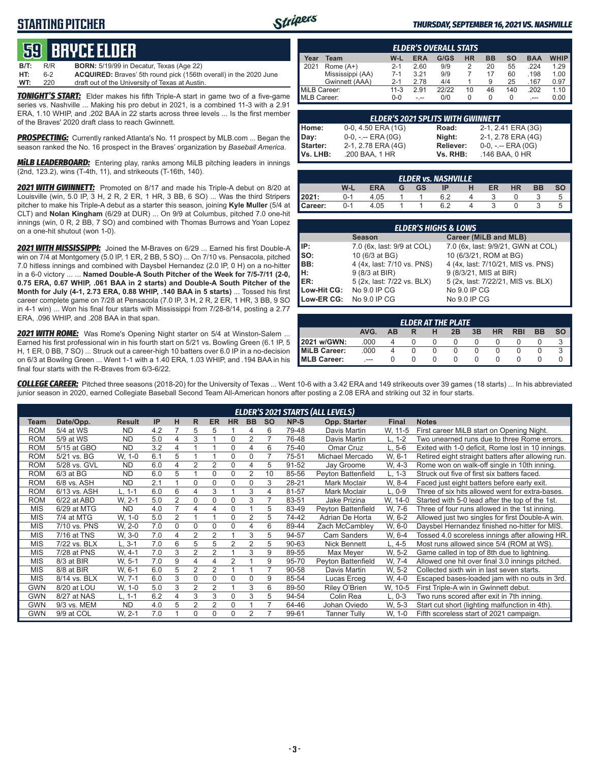# STARTING PITCHER

*THURSDAY, SEPTEMBER 16, 2021 VS. NASHVILLE*

## 59 BRYCE ELDER

**B/T:** R/R **BORN:** 5/19/99 in Decatur, Texas (Age 22)
**HT:** 6-2 **ACQUIRED:** Braves' 5th round pick (156th overall) in the 2020 June
**WT:** 220 draft out of the University of Texas at Austin.

***TONIGHT'S START:*** Elder makes his fifth Triple-A start in game two of a five-game series vs. Nashville ... Making his pro debut in 2021, is a combined 11-3 with a 2.91 ERA, 1.10 WHIP, and .202 BAA in 22 starts across three levels ... Is the first member of the Braves' 2020 draft class to reach Gwinnett.

***PROSPECTING:*** Currently ranked Atlanta's No. 11 prospect by MLB.com ... Began the season ranked the No. 16 prospect in the Braves' organization by *Baseball America.*

***MiLB LEADERBOARD:*** Entering play, ranks among MiLB pitching leaders in innings (2nd, 123.2), wins (T-4th, 11), and strikeouts (T-16th, 140).

***2021 WITH GWINNETT:*** Promoted on 8/17 and made his Triple-A debut on 8/20 at Louisville (win, 5.0 IP, 3 H, 2 R, 2 ER, 1 HR, 3 BB, 6 SO) ... Was the third Stripers pitcher to make his Triple-A debut as a starter this season, joining **Kyle Muller** (5/4 at CLT) and **Nolan Kingham** (6/29 at DUR) ... On 9/9 at Columbus, pitched 7.0 one-hit innings (win, 0 R, 2 BB, 7 SO) and combined with Thomas Burrows and Yoan Lopez on a one-hit shutout (won 1-0).

***2021 WITH MISSISSIPPI:*** Joined the M-Braves on 6/29 ... Earned his first Double-A win on 7/4 at Montgomery (5.0 IP, 1 ER, 2 BB, 5 SO) ... On 7/10 vs. Pensacola, pitched 7.0 hitless innings and combined with Daysbel Hernandez (2.0 IP, 0 H) on a no-hitter in a 6-0 victory ... ... **Named Double-A South Pitcher of the Week for 7/5-7/11 (2-0, 0.75 ERA, 0.67 WHIP, .061 BAA in 2 starts) and Double-A South Pitcher of the Month for July (4-1, 2.73 ERA, 0.88 WHIP, .140 BAA in 5 starts)** ... Tossed his first career complete game on 7/28 at Pensacola (7.0 IP, 3 H, 2 R, 2 ER, 1 HR, 3 BB, 9 SO in 4-1 win) ... Won his final four starts with Mississippi from 7/28-8/14, posting a 2.77 ERA, .096 WHIP, and .208 BAA in that span.

***2021 WITH ROME:*** Was Rome's Opening Night starter on 5/4 at Winston-Salem ... Earned his first professional win in his fourth start on 5/21 vs. Bowling Green (6.1 IP, 5 H, 1 ER, 0 BB, 7 SO) ... Struck out a career-high 10 batters over 6.0 IP in a no-decision on 6/3 at Bowling Green ... Went 1-1 with a 1.40 ERA, 1.03 WHIP, and .194 BAA in his final four starts with the R-Braves from 6/3-6/22.

### ELDER'S OVERALL STATS

| Year | Team | W-L | ERA | G/GS | HR | BB | SO | BAA | WHIP |
|---|---|---|---|---|---|---|---|---|---|
| 2021 | Rome (A+) | 2-1 | 2.60 | 9/9 | 2 | 20 | 55 | .224 | 1.29 |
| | Mississippi (AA) | 7-1 | 3.21 | 9/9 | 7 | 17 | 60 | .198 | 1.00 |
| | Gwinnett (AAA) | 2-1 | 2.78 | 4/4 | 1 | 9 | 25 | .167 | 0.97 |
| MiLB Career: | | 11-3 | 2.91 | 22/22 | 10 | 46 | 140 | .202 | 1.10 |
| MLB Career: | | 0-0 | -.-- | 0/0 | 0 | 0 | 0 | .--- | 0.00 |

### ELDER'S 2021 SPLITS WITH GWINNETT

| | | | |
|---|---|---|---|
| Home: | 0-0, 4.50 ERA (1G) | Road: | 2-1, 2.41 ERA (3G) |
| Day: | 0-0, -.-- ERA (0G) | Night: | 2-1, 2.78 ERA (4G) |
| Starter: | 2-1, 2.78 ERA (4G) | Reliever: | 0-0, -.-- ERA (0G) |
| Vs. LHB: | .200 BAA, 1 HR | Vs. RHB: | .146 BAA, 0 HR |

### ELDER vs. NASHVILLE

| | W-L | ERA | G | GS | IP | H | ER | HR | BB | SO |
|---|---|---|---|---|---|---|---|---|---|---|
| 2021: | 0-1 | 4.05 | 1 | 1 | 6.2 | 4 | 3 | 0 | 3 | 5 |
| Career: | 0-1 | 4.05 | 1 | 1 | 6.2 | 4 | 3 | 0 | 3 | 5 |

### ELDER'S HIGHS & LOWS

| | Season | Career (MiLB and MLB) |
|---|---|---|
| IP: | 7.0 (6x, last: 9/9 at COL) | 7.0 (6x, last: 9/9/21, GWN at COL) |
| SO: | 10 (6/3 at BG) | 10 (6/3/21, ROM at BG) |
| BB: | 4 (4x, last: 7/10 vs. PNS) | 4 (4x, last: 7/10/21, MIS vs. PNS) |
| H: | 9 (8/3 at BIR) | 9 (8/3/21, MIS at BIR) |
| ER: | 5 (2x, last: 7/22 vs. BLX) | 5 (2x, last: 7/22/21, MIS vs. BLX) |
| Low-Hit CG: | No 9.0 IP CG | No 9.0 IP CG |
| Low-ER CG: | No 9.0 IP CG | No 9.0 IP CG |

### ELDER AT THE PLATE

| | AVG. | AB | R | H | 2B | 3B | HR | RBI | BB | SO |
|---|---|---|---|---|---|---|---|---|---|---|
| 2021 w/GWN: | .000 | 4 | 0 | 0 | 0 | 0 | 0 | 0 | 0 | 3 |
| MiLB Career: | .000 | 4 | 0 | 0 | 0 | 0 | 0 | 0 | 0 | 3 |
| MLB Career: | .--- | 0 | 0 | 0 | 0 | 0 | 0 | 0 | 0 | 0 |

***COLLEGE CAREER:*** Pitched three seasons (2018-20) for the University of Texas ... Went 10-6 with a 3.42 ERA and 149 strikeouts over 39 games (18 starts) ... In his abbreviated junior season in 2020, earned Collegiate Baseball Second Team All-American honors after posting a 2.08 ERA and striking out 32 in four starts.

### ELDER'S 2021 STARTS (ALL LEVELS)

| Team | Date/Opp. | Result | IP | H | R | ER | HR | BB | SO | NP-S | Opp. Starter | Final | Notes |
|---|---|---|---|---|---|---|---|---|---|---|---|---|---|
| ROM | 5/4 at WS | ND | 4.2 | 7 | 5 | 5 | 1 | 4 | 6 | 79-48 | Davis Martin | W, 11-5 | First career MiLB start on Opening Night. |
| ROM | 5/9 at WS | ND | 5.0 | 4 | 3 | 1 | 0 | 2 | 7 | 76-48 | Davis Martin | L, 1-2 | Two unearned runs due to three Rome errors. |
| ROM | 5/15 at GBO | ND | 3.2 | 4 | 1 | 1 | 0 | 4 | 6 | 75-40 | Omar Cruz | L, 5-6 | Exited with 1-0 deficit, Rome lost in 10 innings. |
| ROM | 5/21 vs. BG | W, 1-0 | 6.1 | 5 | 1 | 1 | 0 | 0 | 7 | 75-51 | Michael Mercado | W, 6-1 | Retired eight straight batters after allowing run. |
| ROM | 5/28 vs. GVL | ND | 6.0 | 4 | 2 | 2 | 0 | 4 | 5 | 91-52 | Jay Groome | W, 4-3 | Rome won on walk-off single in 10th inning. |
| ROM | 6/3 at BG | ND | 6.0 | 5 | 1 | 0 | 0 | 2 | 10 | 85-56 | Peyton Battenfield | L, 1-3 | Struck out five of first six batters faced. |
| ROM | 6/8 vs. ASH | ND | 2.1 | 1 | 0 | 0 | 0 | 0 | 3 | 28-21 | Mark Moclair | W, 8-4 | Faced just eight batters before early exit. |
| ROM | 6/13 vs. ASH | L, 1-1 | 6.0 | 6 | 4 | 3 | 1 | 3 | 4 | 81-57 | Mark Moclair | L, 0-9 | Three of six hits allowed went for extra-bases. |
| ROM | 6/22 at ABD | W, 2-1 | 5.0 | 2 | 0 | 0 | 0 | 3 | 7 | 83-51 | Jake Prizina | W, 14-0 | Started with 5-0 lead after the top of the 1st. |
| MIS | 6/29 at MTG | ND | 4.0 | 7 | 4 | 4 | 0 | 1 | 5 | 83-49 | Peyton Battenfield | W, 7-6 | Three of four runs allowed in the 1st inning. |
| MIS | 7/4 at MTG | W, 1-0 | 5.0 | 2 | 1 | 1 | 0 | 2 | 5 | 74-42 | Adrian De Horta | W, 6-2 | Allowed just two singles for first Double-A win. |
| MIS | 7/10 vs. PNS | W, 2-0 | 7.0 | 0 | 0 | 0 | 0 | 4 | 6 | 89-44 | Zach McCambley | W, 6-0 | Daysbel Hernandez finished no-hitter for MIS. |
| MIS | 7/16 at TNS | W, 3-0 | 7.0 | 4 | 2 | 2 | 1 | 3 | 5 | 94-57 | Cam Sanders | W, 6-4 | Tossed 4.0 scoreless innings after allowing HR. |
| MIS | 7/22 vs. BLX | L, 3-1 | 7.0 | 6 | 5 | 5 | 2 | 2 | 5 | 90-63 | Nick Bennett | L, 4-5 | Most runs allowed since 5/4 (ROM at WS). |
| MIS | 7/28 at PNS | W, 4-1 | 7.0 | 3 | 2 | 2 | 1 | 3 | 9 | 89-55 | Max Meyer | W, 5-2 | Game called in top of 8th due to lightning. |
| MIS | 8/3 at BIR | W, 5-1 | 7.0 | 9 | 4 | 4 | 2 | 1 | 9 | 95-70 | Peyton Battenfield | W, 7-4 | Allowed one hit over final 3.0 innings pitched. |
| MIS | 8/8 at BIR | W, 6-1 | 6.0 | 5 | 2 | 2 | 1 | 1 | 7 | 90-58 | Davis Martin | W, 5-2 | Collected sixth win in last seven starts. |
| MIS | 8/14 vs. BLX | W, 7-1 | 6.0 | 3 | 0 | 0 | 0 | 0 | 9 | 85-54 | Lucas Erceg | W, 4-0 | Escaped bases-loaded jam with no outs in 3rd. |
| GWN | 8/20 at LOU | W, 1-0 | 5.0 | 3 | 2 | 2 | 1 | 3 | 6 | 89-50 | Riley O'Brien | W, 10-5 | First Triple-A win in Gwinnett debut. |
| GWN | 8/27 at NAS | L, 1-1 | 6.2 | 4 | 3 | 3 | 0 | 3 | 5 | 94-54 | Colin Rea | L, 0-3 | Two runs scored after exit in 7th inning. |
| GWN | 9/3 vs. MEM | ND | 4.0 | 5 | 2 | 2 | 0 | 1 | 7 | 64-46 | Johan Oviedo | W, 5-3 | Start cut short (lighting malfunction in 4th). |
| GWN | 9/9 at COL | W, 2-1 | 7.0 | 1 | 0 | 0 | 0 | 2 | 7 | 99-61 | Tanner Tully | W, 1-0 | Fifth scoreless start of 2021 campaign. |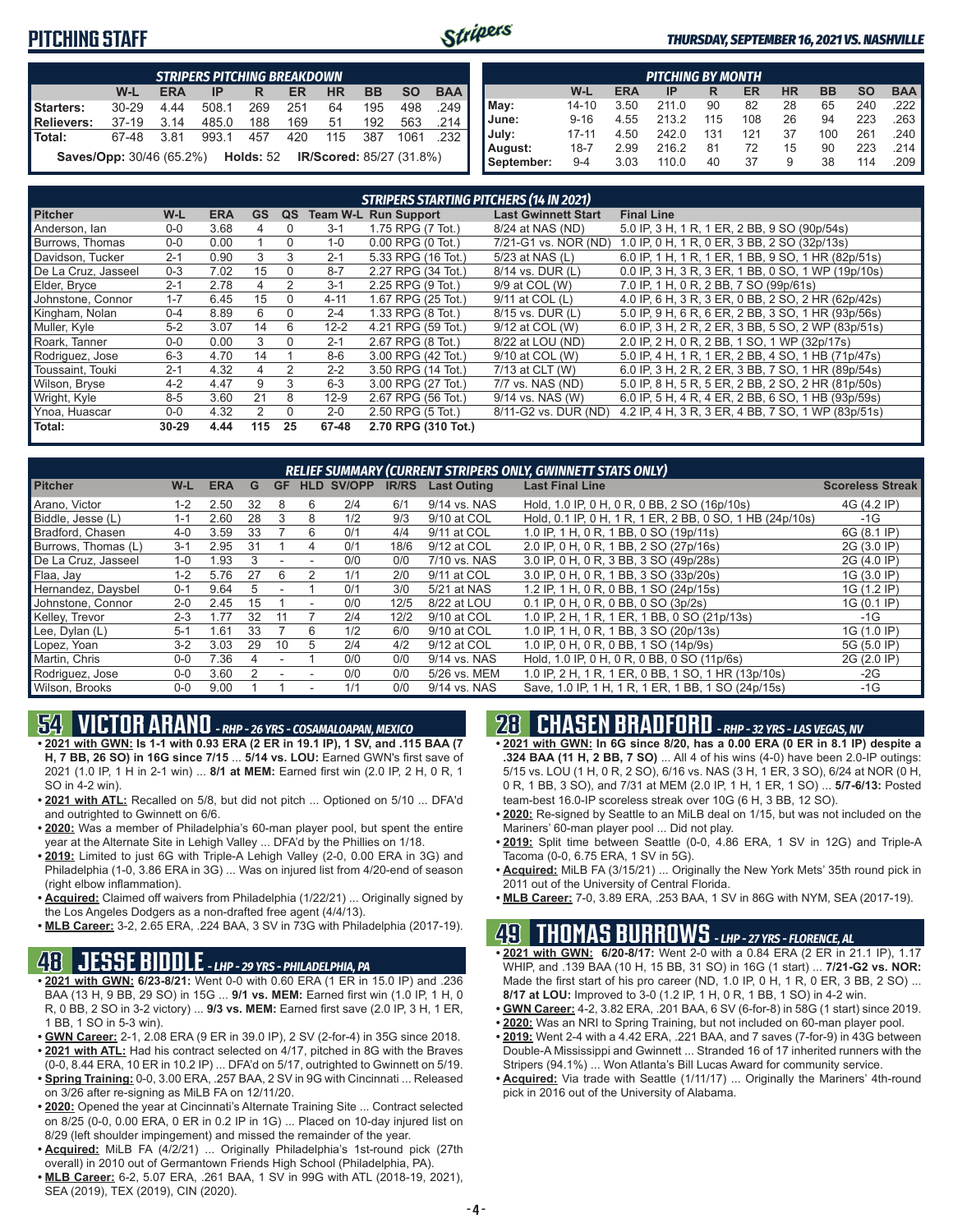# PITCHING STAFF

*THURSDAY, SEPTEMBER 16, 2021 VS. NASHVILLE*

| STRIPERS PITCHING BREAKDOWN | W-L | ERA | IP | R | ER | HR | BB | SO | BAA |
|---|---|---|---|---|---|---|---|---|---|
| Starters: | 30-29 | 4.44 | 508.1 | 269 | 251 | 64 | 195 | 498 | .249 |
| Relievers: | 37-19 | 3.14 | 485.0 | 188 | 169 | 51 | 192 | 563 | .214 |
| Total: | 67-48 | 3.81 | 993.1 | 457 | 420 | 115 | 387 | 1061 | .232 |

**Saves/Opp:** 30/46 (65.2%) **Holds:** 52 **IR/Scored:** 85/27 (31.8%)

| PITCHING BY MONTH | W-L | ERA | IP | R | ER | HR | BB | SO | BAA |
|---|---|---|---|---|---|---|---|---|---|
| May: | 14-10 | 3.50 | 211.0 | 90 | 82 | 28 | 65 | 240 | .222 |
| June: | 9-16 | 4.55 | 213.2 | 115 | 108 | 26 | 94 | 223 | .263 |
| July: | 17-11 | 4.50 | 242.0 | 131 | 121 | 37 | 100 | 261 | .240 |
| August: | 18-7 | 2.99 | 216.2 | 81 | 72 | 15 | 90 | 223 | .214 |
| September: | 9-4 | 3.03 | 110.0 | 40 | 37 | 9 | 38 | 114 | .209 |

## STRIPERS STARTING PITCHERS (14 IN 2021)

| Pitcher | W-L | ERA | GS | QS | Team W-L | Run Support | Last Gwinnett Start | Final Line |
|---|---|---|---|---|---|---|---|---|
| Anderson, Ian | 0-0 | 3.68 | 4 | 0 | 3-1 | 1.75 RPG (7 Tot.) | 8/24 at NAS (ND) | 5.0 IP, 3 H, 1 R, 1 ER, 2 BB, 9 SO (90p/54s) |
| Burrows, Thomas | 0-0 | 0.00 | 1 | 0 | 1-0 | 0.00 RPG (0 Tot.) | 7/21-G1 vs. NOR (ND) | 1.0 IP, 0 H, 1 R, 0 ER, 3 BB, 2 SO (32p/13s) |
| Davidson, Tucker | 2-1 | 0.90 | 3 | 3 | 2-1 | 5.33 RPG (16 Tot.) | 5/23 at NAS (L) | 6.0 IP, 1 H, 1 R, 1 ER, 1 BB, 9 SO, 1 HR (82p/51s) |
| De La Cruz, Jasseel | 0-3 | 7.02 | 15 | 0 | 8-7 | 2.27 RPG (34 Tot.) | 8/14 vs. DUR (L) | 0.0 IP, 3 H, 3 R, 3 ER, 1 BB, 0 SO, 1 WP (19p/10s) |
| Elder, Bryce | 2-1 | 2.78 | 4 | 2 | 3-1 | 2.25 RPG (9 Tot.) | 9/9 at COL (W) | 7.0 IP, 1 H, 0 R, 2 BB, 7 SO (99p/61s) |
| Johnstone, Connor | 1-7 | 6.45 | 15 | 0 | 4-11 | 1.67 RPG (25 Tot.) | 9/11 at COL (L) | 4.0 IP, 6 H, 3 R, 3 ER, 0 BB, 2 SO, 2 HR (62p/42s) |
| Kingham, Nolan | 0-4 | 8.89 | 6 | 0 | 2-4 | 1.33 RPG (8 Tot.) | 8/15 vs. DUR (L) | 5.0 IP, 9 H, 6 R, 6 ER, 2 BB, 3 SO, 1 HR (93p/56s) |
| Muller, Kyle | 5-2 | 3.07 | 14 | 6 | 12-2 | 4.21 RPG (59 Tot.) | 9/12 at COL (W) | 6.0 IP, 3 H, 2 R, 2 ER, 3 BB, 5 SO, 2 WP (83p/51s) |
| Roark, Tanner | 0-0 | 0.00 | 3 | 0 | 2-1 | 2.67 RPG (8 Tot.) | 8/22 at LOU (ND) | 2.0 IP, 2 H, 0 R, 2 BB, 1 SO, 1 WP (32p/17s) |
| Rodriguez, Jose | 6-3 | 4.70 | 14 | 1 | 8-6 | 3.00 RPG (42 Tot.) | 9/10 at COL (W) | 5.0 IP, 4 H, 1 R, 1 ER, 2 BB, 4 SO, 1 HB (71p/47s) |
| Toussaint, Touki | 2-1 | 4.32 | 4 | 2 | 2-2 | 3.50 RPG (14 Tot.) | 7/13 at CLT (W) | 6.0 IP, 3 H, 2 R, 2 ER, 3 BB, 7 SO, 1 HR (89p/54s) |
| Wilson, Bryse | 4-2 | 4.47 | 9 | 3 | 6-3 | 3.00 RPG (27 Tot.) | 7/7 vs. NAS (ND) | 5.0 IP, 8 H, 5 R, 5 ER, 2 BB, 2 SO, 2 HR (81p/50s) |
| Wright, Kyle | 8-5 | 3.60 | 21 | 8 | 12-9 | 2.67 RPG (56 Tot.) | 9/14 vs. NAS (W) | 6.0 IP, 5 H, 4 R, 4 ER, 2 BB, 6 SO, 1 HB (93p/59s) |
| Ynoa, Huascar | 0-0 | 4.32 | 2 | 0 | 2-0 | 2.50 RPG (5 Tot.) | 8/11-G2 vs. DUR (ND) | 4.2 IP, 4 H, 3 R, 3 ER, 4 BB, 7 SO, 1 WP (83p/51s) |
| **Total:** | **30-29** | **4.44** | **115** | **25** | **67-48** | **2.70 RPG (310 Tot.)** | | |

## RELIEF SUMMARY (CURRENT STRIPERS ONLY, GWINNETT STATS ONLY)

| Pitcher | W-L | ERA | G | GF | HLD | SV/OPP | IR/RS | Last Outing | Last Final Line | Scoreless Streak |
|---|---|---|---|---|---|---|---|---|---|---|
| Arano, Victor | 1-2 | 2.50 | 32 | 8 | 6 | 2/4 | 6/1 | 9/14 vs. NAS | Hold, 1.0 IP, 0 H, 0 R, 0 BB, 2 SO (16p/10s) | 4G (4.2 IP) |
| Biddle, Jesse (L) | 1-1 | 2.60 | 28 | 3 | 8 | 1/2 | 9/3 | 9/10 at COL | Hold, 0.1 IP, 0 H, 1 R, 1 ER, 2 BB, 0 SO, 1 HB (24p/10s) | -1G |
| Bradford, Chasen | 4-0 | 3.59 | 33 | 7 | 6 | 0/1 | 4/4 | 9/11 at COL | 1.0 IP, 1 H, 0 R, 1 BB, 0 SO (19p/11s) | 6G (8.1 IP) |
| Burrows, Thomas (L) | 3-1 | 2.95 | 31 | 1 | 4 | 0/1 | 18/6 | 9/12 at COL | 2.0 IP, 0 H, 0 R, 1 BB, 2 SO (27p/16s) | 2G (3.0 IP) |
| De La Cruz, Jasseel | 1-0 | 1.93 | 3 | - | - | 0/0 | 0/0 | 7/10 vs. NAS | 3.0 IP, 0 H, 0 R, 3 BB, 3 SO (49p/28s) | 2G (4.0 IP) |
| Flaa, Jay | 1-2 | 5.76 | 27 | 6 | 2 | 1/1 | 2/0 | 9/11 at COL | 3.0 IP, 0 H, 0 R, 1 BB, 3 SO (33p/20s) | 1G (3.0 IP) |
| Hernandez, Daysbel | 0-1 | 9.64 | 5 | - | 1 | 0/1 | 3/0 | 5/21 at NAS | 1.2 IP, 1 H, 0 R, 0 BB, 1 SO (24p/15s) | 1G (1.2 IP) |
| Johnstone, Connor | 2-0 | 2.45 | 15 | 1 | - | 0/0 | 12/5 | 8/22 at LOU | 0.1 IP, 0 H, 0 R, 0 BB, 0 SO (3p/2s) | 1G (0.1 IP) |
| Kelley, Trevor | 2-3 | 1.77 | 32 | 11 | 7 | 2/4 | 12/2 | 9/10 at COL | 1.0 IP, 2 H, 1 R, 1 ER, 1 BB, 0 SO (21p/13s) | -1G |
| Lee, Dylan (L) | 5-1 | 1.61 | 33 | 7 | 6 | 1/2 | 6/0 | 9/10 at COL | 1.0 IP, 1 H, 0 R, 1 BB, 3 SO (20p/13s) | 1G (1.0 IP) |
| Lopez, Yoan | 3-2 | 3.03 | 29 | 10 | 5 | 2/4 | 4/2 | 9/12 at COL | 1.0 IP, 0 H, 0 R, 0 BB, 1 SO (14p/9s) | 5G (5.0 IP) |
| Martin, Chris | 0-0 | 7.36 | 4 | - | 1 | 0/0 | 0/0 | 9/14 vs. NAS | Hold, 1.0 IP, 0 H, 0 R, 0 BB, 0 SO (11p/6s) | 2G (2.0 IP) |
| Rodriguez, Jose | 0-0 | 3.60 | 2 | - | - | 0/0 | 0/0 | 5/26 vs. MEM | 1.0 IP, 2 H, 1 R, 1 ER, 0 BB, 1 SO, 1 HR (13p/10s) | -2G |
| Wilson, Brooks | 0-0 | 9.00 | 1 | 1 | - | 1/1 | 0/0 | 9/14 vs. NAS | Save, 1.0 IP, 1 H, 1 R, 1 ER, 1 BB, 1 SO (24p/15s) | -1G |

## 54 VICTOR ARANO - RHP - 26 YRS - COSAMALOAPAN, MEXICO

- **2021 with GWN: Is 1-1 with 0.93 ERA (2 ER in 19.1 IP), 1 SV, and .115 BAA (7 H, 7 BB, 26 SO) in 16G since 7/15** ... **5/14 vs. LOU:** Earned GWN's first save of 2021 (1.0 IP, 1 H in 2-1 win) ... **8/1 at MEM:** Earned first win (2.0 IP, 2 H, 0 R, 1 SO in 4-2 win).
- **2021 with ATL:** Recalled on 5/8, but did not pitch ... Optioned on 5/10 ... DFA'd and outrighted to Gwinnett on 6/6.
- **2020:** Was a member of Philadelphia's 60-man player pool, but spent the entire year at the Alternate Site in Lehigh Valley ... DFA'd by the Phillies on 1/18.
- **2019:** Limited to just 6G with Triple-A Lehigh Valley (2-0, 0.00 ERA in 3G) and Philadelphia (1-0, 3.86 ERA in 3G) ... Was on injured list from 4/20-end of season (right elbow inflammation).
- **Acquired:** Claimed off waivers from Philadelphia (1/22/21) ... Originally signed by the Los Angeles Dodgers as a non-drafted free agent (4/4/13).
- **MLB Career:** 3-2, 2.65 ERA, .224 BAA, 3 SV in 73G with Philadelphia (2017-19).

## 48 JESSE BIDDLE - LHP - 29 YRS - PHILADELPHIA, PA

- **2021 with GWN:** 6/23-8/21: Went 0-0 with 0.60 ERA (1 ER in 15.0 IP) and .236 BAA (13 H, 9 BB, 29 SO) in 15G ... **9/1 vs. MEM:** Earned first win (1.0 IP, 1 H, 0 R, 0 BB, 2 SO in 3-2 victory) ... **9/3 vs. MEM:** Earned first save (2.0 IP, 3 H, 1 ER, 1 BB, 1 SO in 5-3 win).
- **GWN Career:** 2-1, 2.08 ERA (9 ER in 39.0 IP), 2 SV (2-for-4) in 35G since 2018.
- **2021 with ATL:** Had his contract selected on 4/17, pitched in 8G with the Braves (0-0, 8.44 ERA, 10 ER in 10.2 IP) ... DFA'd on 5/17, outrighted to Gwinnett on 5/19.
- **Spring Training:** 0-0, 3.00 ERA, .257 BAA, 2 SV in 9G with Cincinnati ... Released on 3/26 after re-signing as MiLB FA on 12/11/20.
- **2020:** Opened the year at Cincinnati's Alternate Training Site ... Contract selected on 8/25 (0-0, 0.00 ERA, 0 ER in 0.2 IP in 1G) ... Placed on 10-day injured list on 8/29 (left shoulder impingement) and missed the remainder of the year.
- **Acquired:** MiLB FA (4/2/21) ... Originally Philadelphia's 1st-round pick (27th overall) in 2010 out of Germantown Friends High School (Philadelphia, PA).
- **MLB Career:** 6-2, 5.07 ERA, .261 BAA, 1 SV in 99G with ATL (2018-19, 2021), SEA (2019), TEX (2019), CIN (2020).

## 28 CHASEN BRADFORD - RHP - 32 YRS - LAS VEGAS, NV

- **2021 with GWN: In 6G since 8/20, has a 0.00 ERA (0 ER in 8.1 IP) despite a .324 BAA (11 H, 2 BB, 7 SO)** ... All 4 of his wins (4-0) have been 2.0-IP outings: 5/15 vs. LOU (1 H, 0 R, 2 SO), 6/16 vs. NAS (3 H, 1 ER, 3 SO), 6/24 at NOR (0 H, 0 R, 1 BB, 3 SO), and 7/31 at MEM (2.0 IP, 1 H, 1 ER, 1 SO) ... **5/7-6/13:** Posted team-best 16.0-IP scoreless streak over 10G (6 H, 3 BB, 12 SO).
- **2020:** Re-signed by Seattle to an MiLB deal on 1/15, but was not included on the Mariners' 60-man player pool ... Did not play.
- **2019:** Split time between Seattle (0-0, 4.86 ERA, 1 SV in 12G) and Triple-A Tacoma (0-0, 6.75 ERA, 1 SV in 5G).
- **Acquired:** MiLB FA (3/15/21) ... Originally the New York Mets' 35th round pick in 2011 out of the University of Central Florida.
- **MLB Career:** 7-0, 3.89 ERA, .253 BAA, 1 SV in 86G with NYM, SEA (2017-19).

## 49 THOMAS BURROWS - LHP - 27 YRS - FLORENCE, AL

- **2021 with GWN: 6/20-8/17:** Went 2-0 with a 0.84 ERA (2 ER in 21.1 IP), 1.17 WHIP, and .139 BAA (10 H, 15 BB, 31 SO) in 16G (1 start) ... **7/21-G2 vs. NOR:** Made the first start of his pro career (ND, 1.0 IP, 0 H, 1 R, 0 ER, 3 BB, 2 SO) ... **8/17 at LOU:** Improved to 3-0 (1.2 IP, 1 H, 0 R, 1 BB, 1 SO) in 4-2 win.
- **GWN Career:** 4-2, 3.82 ERA, .201 BAA, 6 SV (6-for-8) in 58G (1 start) since 2019.
- **2020:** Was an NRI to Spring Training, but not included on 60-man player pool.
- **2019:** Went 2-4 with a 4.42 ERA, .221 BAA, and 7 saves (7-for-9) in 43G between Double-A Mississippi and Gwinnett ... Stranded 16 of 17 inherited runners with the Stripers (94.1%) ... Won Atlanta's Bill Lucas Award for community service.
- **Acquired:** Via trade with Seattle (1/11/17) ... Originally the Mariners' 4th-round pick in 2016 out of the University of Alabama.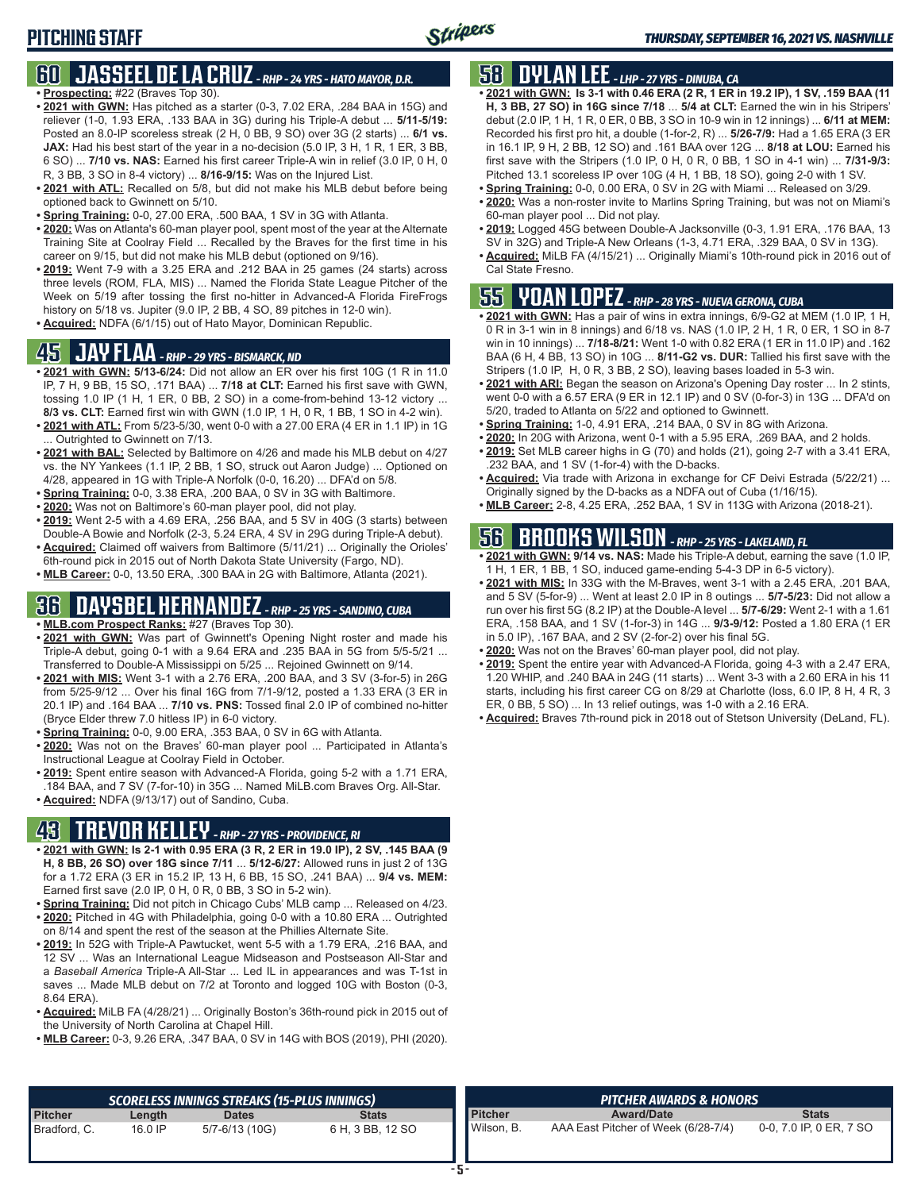## PITCHING STAFF

### 60 JASSEEL DE LA CRUZ - RHP - 24 YRS - HATO MAYOR, D.R.

- **Prospecting:** #22 (Braves Top 30).
- **2021 with GWN:** Has pitched as a starter (0-3, 7.02 ERA, .284 BAA in 15G) and reliever (1-0, 1.93 ERA, .133 BAA in 3G) during his Triple-A debut ... **5/11-5/19:** Posted an 8.0-IP scoreless streak (2 H, 0 BB, 9 SO) over 3G (2 starts) ... **6/1 vs. JAX:** Had his best start of the year in a no-decision (5.0 IP, 3 H, 1 R, 1 ER, 3 BB, 6 SO) ... **7/10 vs. NAS:** Earned his first career Triple-A win in relief (3.0 IP, 0 H, 0 R, 3 BB, 3 SO in 8-4 victory) ... **8/16-9/15:** Was on the Injured List.
- **2021 with ATL:** Recalled on 5/8, but did not make his MLB debut before being optioned back to Gwinnett on 5/10.
- **Spring Training:** 0-0, 27.00 ERA, .500 BAA, 1 SV in 3G with Atlanta.
- **2020:** Was on Atlanta's 60-man player pool, spent most of the year at the Alternate Training Site at Coolray Field ... Recalled by the Braves for the first time in his career on 9/15, but did not make his MLB debut (optioned on 9/16).
- **2019:** Went 7-9 with a 3.25 ERA and .212 BAA in 25 games (24 starts) across three levels (ROM, FLA, MIS) ... Named the Florida State League Pitcher of the Week on 5/19 after tossing the first no-hitter in Advanced-A Florida FireFrogs history on 5/18 vs. Jupiter (9.0 IP, 2 BB, 4 SO, 89 pitches in 12-0 win).
- **Acquired:** NDFA (6/1/15) out of Hato Mayor, Dominican Republic.

### 45 JAY FLAA - RHP - 29 YRS - BISMARCK, ND

- **2021 with GWN: 5/13-6/24:** Did not allow an ER over his first 10G (1 R in 11.0 IP, 7 H, 9 BB, 15 SO, .171 BAA) ... **7/18 at CLT:** Earned his first save with GWN, tossing 1.0 IP (1 H, 1 ER, 0 BB, 2 SO) in a come-from-behind 13-12 victory ... **8/3 vs. CLT:** Earned first win with GWN (1.0 IP, 1 H, 0 R, 1 BB, 1 SO in 4-2 win).
- **2021 with ATL:** From 5/23-5/30, went 0-0 with a 27.00 ERA (4 ER in 1.1 IP) in 1G ... Outrighted to Gwinnett on 7/13.
- **2021 with BAL:** Selected by Baltimore on 4/26 and made his MLB debut on 4/27 vs. the NY Yankees (1.1 IP, 2 BB, 1 SO, struck out Aaron Judge) ... Optioned on 4/28, appeared in 1G with Triple-A Norfolk (0-0, 16.20) ... DFA'd on 5/8.
- **Spring Training:** 0-0, 3.38 ERA, .200 BAA, 0 SV in 3G with Baltimore.
- **2020:** Was not on Baltimore's 60-man player pool, did not play.
- **2019:** Went 2-5 with a 4.69 ERA, .256 BAA, and 5 SV in 40G (3 starts) between Double-A Bowie and Norfolk (2-3, 5.24 ERA, 4 SV in 29G during Triple-A debut).
- **Acquired:** Claimed off waivers from Baltimore (5/11/21) ... Originally the Orioles' 6th-round pick in 2015 out of North Dakota State University (Fargo, ND).
- **MLB Career:** 0-0, 13.50 ERA, .300 BAA in 2G with Baltimore, Atlanta (2021).

### 36 DAYSBEL HERNANDEZ - RHP - 25 YRS - SANDINO, CUBA

- **MLB.com Prospect Ranks:** #27 (Braves Top 30).
- **2021 with GWN:** Was part of Gwinnett's Opening Night roster and made his Triple-A debut, going 0-1 with a 9.64 ERA and .235 BAA in 5G from 5/5-5/21 ... Transferred to Double-A Mississippi on 5/25 ... Rejoined Gwinnett on 9/14.
- **2021 with MIS:** Went 3-1 with a 2.76 ERA, .200 BAA, and 3 SV (3-for-5) in 26G from 5/25-9/12 ... Over his final 16G from 7/1-9/12, posted a 1.33 ERA (3 ER in 20.1 IP) and .164 BAA ... **7/10 vs. PNS:** Tossed final 2.0 IP of combined no-hitter (Bryce Elder threw 7.0 hitless IP) in 6-0 victory.
- **Spring Training:** 0-0, 9.00 ERA, .353 BAA, 0 SV in 6G with Atlanta.
- **2020:** Was not on the Braves' 60-man player pool ... Participated in Atlanta's Instructional League at Coolray Field in October.
- **2019:** Spent entire season with Advanced-A Florida, going 5-2 with a 1.71 ERA, .184 BAA, and 7 SV (7-for-10) in 35G ... Named MiLB.com Braves Org. All-Star.
- **Acquired:** NDFA (9/13/17) out of Sandino, Cuba.

### 43 TREVOR KELLEY - RHP - 27 YRS - PROVIDENCE, RI

- **2021 with GWN: Is 2-1 with 0.95 ERA (3 R, 2 ER in 19.0 IP), 2 SV, .145 BAA (9 H, 8 BB, 26 SO) over 18G since 7/11** ... **5/12-6/27:** Allowed runs in just 2 of 13G for a 1.72 ERA (3 ER in 15.2 IP, 13 H, 6 BB, 15 SO, .241 BAA) ... **9/4 vs. MEM:** Earned first save (2.0 IP, 0 H, 0 R, 0 BB, 3 SO in 5-2 win).
- **Spring Training:** Did not pitch in Chicago Cubs' MLB camp ... Released on 4/23.
- **2020:** Pitched in 4G with Philadelphia, going 0-0 with a 10.80 ERA ... Outrighted on 8/14 and spent the rest of the season at the Phillies Alternate Site.
- **2019:** In 52G with Triple-A Pawtucket, went 5-5 with a 1.79 ERA, .216 BAA, and 12 SV ... Was an International League Midseason and Postseason All-Star and a *Baseball America* Triple-A All-Star ... Led IL in appearances and was T-1st in saves ... Made MLB debut on 7/2 at Toronto and logged 10G with Boston (0-3, 8.64 ERA).
- **Acquired:** MiLB FA (4/28/21) ... Originally Boston's 36th-round pick in 2015 out of the University of North Carolina at Chapel Hill.
- **MLB Career:** 0-3, 9.26 ERA, .347 BAA, 0 SV in 14G with BOS (2019), PHI (2020).

### 58 DYLAN LEE - LHP - 27 YRS - DINUBA, CA

- **2021 with GWN: Is 3-1 with 0.46 ERA (2 R, 1 ER in 19.2 IP), 1 SV, .159 BAA (11 H, 3 BB, 27 SO) in 16G since 7/18** ... **5/4 at CLT:** Earned the win in his Stripers' debut (2.0 IP, 1 H, 1 R, 0 ER, 0 BB, 3 SO in 10-9 win in 12 innings) ... **6/11 at MEM:** Recorded his first pro hit, a double (1-for-2, R) ... **5/26-7/9:** Had a 1.65 ERA (3 ER in 16.1 IP, 9 H, 2 BB, 12 SO) and .161 BAA over 12G ... **8/18 at LOU:** Earned his first save with the Stripers (1.0 IP, 0 H, 0 R, 0 BB, 1 SO in 4-1 win) ... **7/31-9/3:** Pitched 13.1 scoreless IP over 10G (4 H, 1 BB, 18 SO), going 2-0 with 1 SV.
- **Spring Training:** 0-0, 0.00 ERA, 0 SV in 2G with Miami ... Released on 3/29.
- **2020:** Was a non-roster invite to Marlins Spring Training, but was not on Miami's 60-man player pool ... Did not play.
- **2019:** Logged 45G between Double-A Jacksonville (0-3, 1.91 ERA, .176 BAA, 13 SV in 32G) and Triple-A New Orleans (1-3, 4.71 ERA, .329 BAA, 0 SV in 13G).
- **Acquired:** MiLB FA (4/15/21) ... Originally Miami's 10th-round pick in 2016 out of Cal State Fresno.

### 55 YOAN LOPEZ - RHP - 28 YRS - NUEVA GERONA, CUBA

- **2021 with GWN:** Has a pair of wins in extra innings, 6/9-G2 at MEM (1.0 IP, 1 H, 0 R in 3-1 win in 8 innings) and 6/18 vs. NAS (1.0 IP, 2 H, 1 R, 0 ER, 1 SO in 8-7 win in 10 innings) ... **7/18-8/21:** Went 1-0 with 0.82 ERA (1 ER in 11.0 IP) and .162 BAA (6 H, 4 BB, 13 SO) in 10G ... **8/11-G2 vs. DUR:** Tallied his first save with the Stripers (1.0 IP, H, 0 R, 3 BB, 2 SO), leaving bases loaded in 5-3 win.
- **2021 with ARI:** Began the season on Arizona's Opening Day roster ... In 2 stints, went 0-0 with a 6.57 ERA (9 ER in 12.1 IP) and 0 SV (0-for-3) in 13G ... DFA'd on 5/20, traded to Atlanta on 5/22 and optioned to Gwinnett.
- **Spring Training:** 1-0, 4.91 ERA, .214 BAA, 0 SV in 8G with Arizona.
- **2020:** In 20G with Arizona, went 0-1 with a 5.95 ERA, .269 BAA, and 2 holds.
- **2019:** Set MLB career highs in G (70) and holds (21), going 2-7 with a 3.41 ERA, .232 BAA, and 1 SV (1-for-4) with the D-backs.
- **Acquired:** Via trade with Arizona in exchange for CF Deivi Estrada (5/22/21) ... Originally signed by the D-backs as a NDFA out of Cuba (1/16/15).
- **MLB Career:** 2-8, 4.25 ERA, .252 BAA, 1 SV in 113G with Arizona (2018-21).

### 56 BROOKS WILSON - RHP - 25 YRS - LAKELAND, FL

- **2021 with GWN: 9/14 vs. NAS:** Made his Triple-A debut, earning the save (1.0 IP, 1 H, 1 ER, 1 BB, 1 SO, induced game-ending 5-4-3 DP in 6-5 victory).
- **2021 with MIS:** In 33G with the M-Braves, went 3-1 with a 2.45 ERA, .201 BAA, and 5 SV (5-for-9) ... Went at least 2.0 IP in 8 outings ... **5/7-5/23:** Did not allow a run over his first 5G (8.2 IP) at the Double-A level ... **5/7-6/29:** Went 2-1 with a 1.61 ERA, .158 BAA, and 1 SV (1-for-3) in 14G ... **9/3-9/12:** Posted a 1.80 ERA (1 ER in 5.0 IP), .167 BAA, and 2 SV (2-for-2) over his final 5G.
- **2020:** Was not on the Braves' 60-man player pool, did not play.
- **2019:** Spent the entire year with Advanced-A Florida, going 4-3 with a 2.47 ERA, 1.20 WHIP, and .240 BAA in 24G (11 starts) ... Went 3-3 with a 2.60 ERA in his 11 starts, including his first career CG on 8/29 at Charlotte (loss, 6.0 IP, 8 H, 4 R, 3 ER, 0 BB, 5 SO) ... In 13 relief outings, was 1-0 with a 2.16 ERA.
- **Acquired:** Braves 7th-round pick in 2018 out of Stetson University (DeLand, FL).

**SCORELESS INNINGS STREAKS (15-PLUS INNINGS)**

| Pitcher | Length | Dates | Stats |
|---|---|---|---|
| Bradford, C. | 16.0 IP | 5/7-6/13 (10G) | 6 H, 3 BB, 12 SO |

**PITCHER AWARDS & HONORS**

| Pitcher | Award/Date | Stats |
|---|---|---|
| Wilson, B. | AAA East Pitcher of Week (6/28-7/4) | 0-0, 7.0 IP, 0 ER, 7 SO |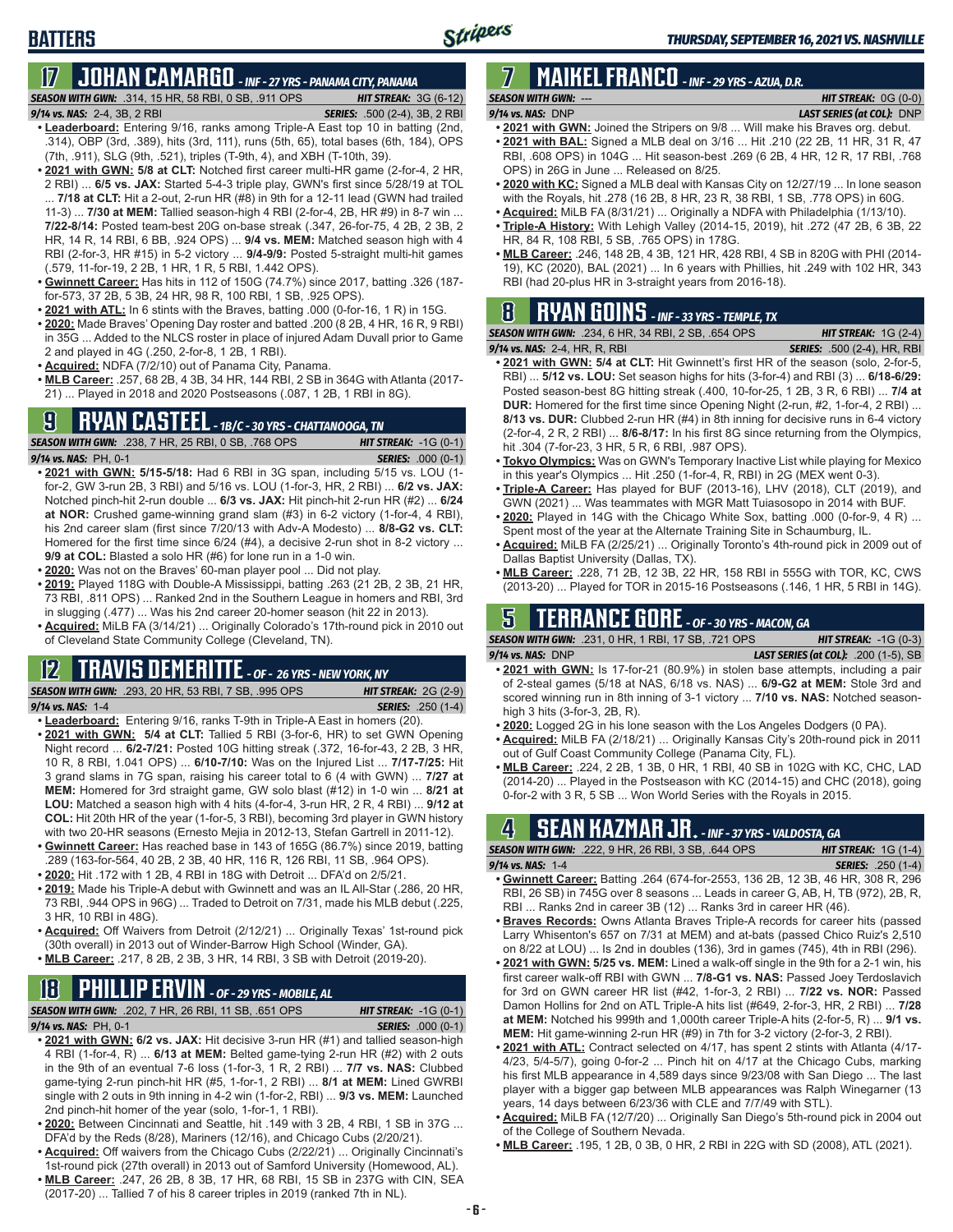# BATTERS

## 17 JOHAN CAMARGO - INF - 27 YRS - PANAMA CITY, PANAMA

**SEASON WITH GWN:** .314, 15 HR, 58 RBI, 0 SB, .911 OPS **HIT STREAK:** 3G (6-12)
**9/14 vs. NAS:** 2-4, 3B, 2 RBI **SERIES:** .500 (2-4), 3B, 2 RBI

- **Leaderboard:** Entering 9/16, ranks among Triple-A East top 10 in batting (2nd, .314), OBP (3rd, .389), hits (3rd, 111), runs (5th, 65), total bases (6th, 184), OPS (7th, .911), SLG (9th, .521), triples (T-9th, 4), and XBH (T-10th, 39).
- **2021 with GWN: 5/8 at CLT:** Notched first career multi-HR game (2-for-4, 2 HR, 2 RBI) ... **6/5 vs. JAX:** Started 5-4-3 triple play, GWN's first since 5/28/19 at TOL ... **7/18 at CLT:** Hit a 2-out, 2-run HR (#8) in 9th for a 12-11 lead (GWN had trailed 11-3) ... **7/30 at MEM:** Tallied season-high 4 RBI (2-for-4, 2B, HR #9) in 8-7 win ... **7/22-8/14:** Posted team-best 20G on-base streak (.347, 26-for-75, 4 2B, 2 3B, 2 HR, 14 R, 14 RBI, 6 BB, .924 OPS) ... **9/4 vs. MEM:** Matched season high with 4 RBI (2-for-3, HR #15) in 5-2 victory ... **9/4-9/9:** Posted 5-straight multi-hit games (.579, 11-for-19, 2 2B, 1 HR, 1 R, 5 RBI, 1.442 OPS).
- **Gwinnett Career:** Has hits in 112 of 150G (74.7%) since 2017, batting .326 (187-for-573, 37 2B, 5 3B, 24 HR, 98 R, 100 RBI, 1 SB, .925 OPS).
- **2021 with ATL:** In 6 stints with the Braves, batting .000 (0-for-16, 1 R) in 15G.
- **2020:** Made Braves' Opening Day roster and batted .200 (8 2B, 4 HR, 16 R, 9 RBI) in 35G ... Added to the NLCS roster in place of injured Adam Duvall prior to Game 2 and played in 4G (.250, 2-for-8, 1 2B, 1 RBI).
- **Acquired:** NDFA (7/2/10) out of Panama City, Panama.
- **MLB Career:** .257, 68 2B, 4 3B, 34 HR, 144 RBI, 2 SB in 364G with Atlanta (2017-21) ... Played in 2018 and 2020 Postseasons (.087, 1 2B, 1 RBI in 8G).

## 9 RYAN CASTEEL - 1B/C - 30 YRS - CHATTANOOGA, TN

**SEASON WITH GWN:** .238, 7 HR, 25 RBI, 0 SB, .768 OPS **HIT STREAK:** -1G (0-1)
**9/14 vs. NAS:** PH, 0-1 **SERIES:** .000 (0-1)

- **2021 with GWN: 5/15-5/18:** Had 6 RBI in 3G span, including 5/15 vs. LOU (1-for-2, GW 3-run 2B, 3 RBI) and 5/16 vs. LOU (1-for-3, HR, 2 RBI) ... **6/2 vs. JAX:** Notched pinch-hit 2-run double ... **6/3 vs. JAX:** Hit pinch-hit 2-run HR (#2) ... **6/24 at NOR:** Crushed game-winning grand slam (#3) in 6-2 victory (1-for-4, 4 RBI), his 2nd career slam (first since 7/20/13 with Adv-A Modesto) ... **8/8-G2 vs. CLT:** Homered for the first time since 6/24 (#4), a decisive 2-run shot in 8-2 victory ... **9/9 at COL:** Blasted a solo HR (#6) for lone run in a 1-0 win.
- **2020:** Was not on the Braves' 60-man player pool ... Did not play.
- **2019:** Played 118G with Double-A Mississippi, batting .263 (21 2B, 2 3B, 21 HR, 73 RBI, .811 OPS) ... Ranked 2nd in the Southern League in homers and RBI, 3rd in slugging (.477) ... Was his 2nd career 20-homer season (hit 22 in 2013).
- **Acquired:** MiLB FA (3/14/21) ... Originally Colorado's 17th-round pick in 2010 out of Cleveland State Community College (Cleveland, TN).

## 12 TRAVIS DEMERITTE - OF - 26 YRS - NEW YORK, NY

**SEASON WITH GWN:** .293, 20 HR, 53 RBI, 7 SB, .995 OPS **HIT STREAK:** 2G (2-9)
**9/14 vs. NAS:** 1-4 **SERIES:** .250 (1-4)

- **Leaderboard:** Entering 9/16, ranks T-9th in Triple-A East in homers (20).
- **2021 with GWN: 5/4 at CLT:** Tallied 5 RBI (3-for-6, HR) to set GWN Opening Night record ... **6/2-7/21:** Posted 10G hitting streak (.372, 16-for-43, 2 2B, 3 HR, 10 R, 8 RBI, 1.041 OPS) ... **6/10-7/10:** Was on the Injured List ... **7/17-7/25:** Hit 3 grand slams in 7G span, raising his career total to 6 (4 with GWN) ... **7/27 at MEM:** Homered for 3rd straight game, GW solo blast (#12) in 1-0 win ... **8/21 at LOU:** Matched a season high with 4 hits (4-for-4, 3-run HR, 2 R, 4 RBI) ... **9/12 at COL:** Hit 20th HR of the year (1-for-5, 3 RBI), becoming 3rd player in GWN history with two 20-HR seasons (Ernesto Mejia in 2012-13, Stefan Gartrell in 2011-12).
- **Gwinnett Career:** Has reached base in 143 of 165G (86.7%) since 2019, batting .289 (163-for-564, 40 2B, 2 3B, 40 HR, 116 R, 126 RBI, 11 SB, .964 OPS).
- **2020:** Hit .172 with 1 2B, 4 RBI in 18G with Detroit ... DFA'd on 2/5/21.
- **2019:** Made his Triple-A debut with Gwinnett and was an IL All-Star (.286, 20 HR, 73 RBI, .944 OPS in 96G) ... Traded to Detroit on 7/31, made his MLB debut (.225, 3 HR, 10 RBI in 48G).
- **Acquired:** Off Waivers from Detroit (2/12/21) ... Originally Texas' 1st-round pick (30th overall) in 2013 out of Winder-Barrow High School (Winder, GA).
- **MLB Career:** .217, 8 2B, 2 3B, 3 HR, 14 RBI, 3 SB with Detroit (2019-20).

## 18 PHILLIP ERVIN - OF - 29 YRS - MOBILE, AL

**SEASON WITH GWN:** .202, 7 HR, 26 RBI, 11 SB, .651 OPS **HIT STREAK:** -1G (0-1)
**9/14 vs. NAS:** PH, 0-1 **SERIES:** .000 (0-1)

- **2021 with GWN: 6/2 vs. JAX:** Hit decisive 3-run HR (#1) and tallied season-high 4 RBI (1-for-4, R) ... **6/13 at MEM:** Belted game-tying 2-run HR (#2) with 2 outs in the 9th of an eventual 7-6 loss (1-for-3, 1 R, 2 RBI) ... **7/7 vs. NAS:** Clubbed game-tying 2-run pinch-hit HR (#5, 1-for-1, 2 RBI) ... **8/1 at MEM:** Lined GWRBI single with 2 outs in 9th inning in 4-2 win (1-for-2, RBI) ... **9/3 vs. MEM:** Launched 2nd pinch-hit homer of the year (solo, 1-for-1, 1 RBI).
- **2020:** Between Cincinnati and Seattle, hit .149 with 3 2B, 4 RBI, 1 SB in 37G ... DFA'd by the Reds (8/28), Mariners (12/16), and Chicago Cubs (2/20/21).
- **Acquired:** Off waivers from the Chicago Cubs (2/22/21) ... Originally Cincinnati's 1st-round pick (27th overall) in 2013 out of Samford University (Homewood, AL).
- **MLB Career:** .247, 26 2B, 8 3B, 17 HR, 68 RBI, 15 SB in 237G with CIN, SEA (2017-20) ... Tallied 7 of his 8 career triples in 2019 (ranked 7th in NL).

## 7 MAIKEL FRANCO - INF - 29 YRS - AZUA, D.R.

**SEASON WITH GWN:** --- **HIT STREAK:** 0G (0-0)
**9/14 vs. NAS:** DNP **LAST SERIES (at COL):** DNP

- **2021 with GWN:** Joined the Stripers on 9/8 ... Will make his Braves org. debut.
- **2021 with BAL:** Signed a MLB deal on 3/16 ... Hit .210 (22 2B, 11 HR, 31 R, 47 RBI, .608 OPS) in 104G ... Hit season-best .269 (6 2B, 4 HR, 12 R, 17 RBI, .768 OPS) in 26G in June ... Released on 8/25.
- **2020 with KC:** Signed a MLB deal with Kansas City on 12/27/19 ... In lone season with the Royals, hit .278 (16 2B, 8 HR, 23 R, 38 RBI, 1 SB, .778 OPS) in 60G.
- **Acquired:** MiLB FA (8/31/21) ... Originally a NDFA with Philadelphia (1/13/10).
- **Triple-A History:** With Lehigh Valley (2014-15, 2019), hit .272 (47 2B, 6 3B, 22 HR, 84 R, 108 RBI, 5 SB, .765 OPS) in 178G.
- **MLB Career:** .246, 148 2B, 4 3B, 121 HR, 428 RBI, 4 SB in 820G with PHI (2014-19), KC (2020), BAL (2021) ... In 6 years with Phillies, hit .249 with 102 HR, 343 RBI (had 20-plus HR in 3-straight years from 2016-18).

## 8 RYAN GOINS - INF - 33 YRS - TEMPLE, TX

**SEASON WITH GWN:** .234, 6 HR, 34 RBI, 2 SB, .654 OPS **HIT STREAK:** 1G (2-4)
**9/14 vs. NAS:** 2-4, HR, R, RBI **SERIES:** .500 (2-4), HR, RBI

- **2021 with GWN: 5/4 at CLT:** Hit Gwinnett's first HR of the season (solo, 2-for-5, RBI) ... **5/12 vs. LOU:** Set season highs for hits (3-for-4) and RBI (3) ... **6/18-6/29:** Posted season-best 8G hitting streak (.400, 10-for-25, 1 2B, 3 R, 6 RBI) ... **7/4 at DUR:** Homered for the first time since Opening Night (2-run, #2, 1-for-4, 2 RBI) ... **8/13 vs. DUR:** Clubbed 2-run HR (#4) in 8th inning for decisive runs in 6-4 victory (2-for-4, 2 R, 2 RBI) ... **8/6-8/17:** In his first 8G since returning from the Olympics, hit .304 (7-for-23, 3 HR, 5 R, 6 RBI, .987 OPS).
- **Tokyo Olympics:** Was on GWN's Temporary Inactive List while playing for Mexico in this year's Olympics ... Hit .250 (1-for-4, R, RBI) in 2G (MEX went 0-3).
- **Triple-A Career:** Has played for BUF (2013-16), LHV (2018), CLT (2019), and GWN (2021) ... Was teammates with MGR Matt Tuiasosopo in 2014 with BUF.
- **2020:** Played in 14G with the Chicago White Sox, batting .000 (0-for-9, 4 R) ... Spent most of the year at the Alternate Training Site in Schaumburg, IL.
- **Acquired:** MiLB FA (2/25/21) ... Originally Toronto's 4th-round pick in 2009 out of Dallas Baptist University (Dallas, TX).
- **MLB Career:** .228, 71 2B, 12 3B, 22 HR, 158 RBI in 555G with TOR, KC, CWS (2013-20) ... Played for TOR in 2015-16 Postseasons (.146, 1 HR, 5 RBI in 14G).

## 5 TERRANCE GORE - OF - 30 YRS - MACON, GA

**SEASON WITH GWN:** .231, 0 HR, 1 RBI, 17 SB, .721 OPS **HIT STREAK:** -1G (0-3)
**9/14 vs. NAS:** DNP **LAST SERIES (at COL):** .200 (1-5), SB

- **2021 with GWN:** Is 17-for-21 (80.9%) in stolen base attempts, including a pair of 2-steal games (5/18 at NAS, 6/18 vs. NAS) ... **6/9-G2 at MEM:** Stole 3rd and scored winning run in 8th inning of 3-1 victory ... **7/10 vs. NAS:** Notched season-high 3 hits (3-for-3, 2B, R).
- **2020:** Logged 2G in his lone season with the Los Angeles Dodgers (0 PA).
- **Acquired:** MiLB FA (2/18/21) ... Originally Kansas City's 20th-round pick in 2011 out of Gulf Coast Community College (Panama City, FL).
- **MLB Career:** .224, 2 2B, 1 3B, 0 HR, 1 RBI, 40 SB in 102G with KC, CHC, LAD (2014-20) ... Played in the Postseason with KC (2014-15) and CHC (2018), going 0-for-2 with 3 R, 5 SB ... Won World Series with the Royals in 2015.

## 4 SEAN KAZMAR JR. - INF - 37 YRS - VALDOSTA, GA

**SEASON WITH GWN:** .222, 9 HR, 26 RBI, 3 SB, .644 OPS **HIT STREAK:** 1G (1-4)
**9/14 vs. NAS:** 1-4 **SERIES:** .250 (1-4)

- **Gwinnett Career:** Batting .264 (674-for-2553, 136 2B, 12 3B, 46 HR, 308 R, 296 RBI, 26 SB) in 745G over 8 seasons ... Leads in career G, AB, H, TB (972), 2B, R, RBI ... Ranks 2nd in career 3B (12) ... Ranks 3rd in career HR (46).
- **Braves Records:** Owns Atlanta Braves Triple-A records for career hits (passed Larry Whisenton's 657 on 7/31 at MEM) and at-bats (passed Chico Ruiz's 2,510 on 8/22 at LOU) ... Is 2nd in doubles (136), 3rd in games (745), 4th in RBI (296).
- **2021 with GWN: 5/25 vs. MEM:** Lined a walk-off single in the 9th for a 2-1 win, his first career walk-off RBI with GWN ... **7/8-G1 vs. NAS:** Passed Joey Terdoslavich for 3rd on GWN career HR list (#42, 1-for-3, 2 RBI) ... **7/22 vs. NOR:** Passed Damon Hollins for 2nd on ATL Triple-A hits list (#649, 2-for-3, HR, 2 RBI) ... **7/28 at MEM:** Notched his 999th and 1,000th career Triple-A hits (2-for-5, R) ... **9/1 vs. MEM:** Hit game-winning 2-run HR (#9) in 7th for 3-2 victory (2-for-3, 2 RBI).
- **2021 with ATL:** Contract selected on 4/17, has spent 2 stints with Atlanta (4/17-4/23, 5/4-5/7), going 0-for-2 ... Pinch hit on 4/17 at the Chicago Cubs, marking his first MLB appearance in 4,589 days since 9/23/08 with San Diego ... The last player with a bigger gap between MLB appearances was Ralph Winegarner (13 years, 14 days between 6/23/36 with CLE and 7/7/49 with STL).
- **Acquired:** MiLB FA (12/7/20) ... Originally San Diego's 5th-round pick in 2004 out of the College of Southern Nevada.
- **MLB Career:** .195, 1 2B, 0 3B, 0 HR, 2 RBI in 22G with SD (2008), ATL (2021).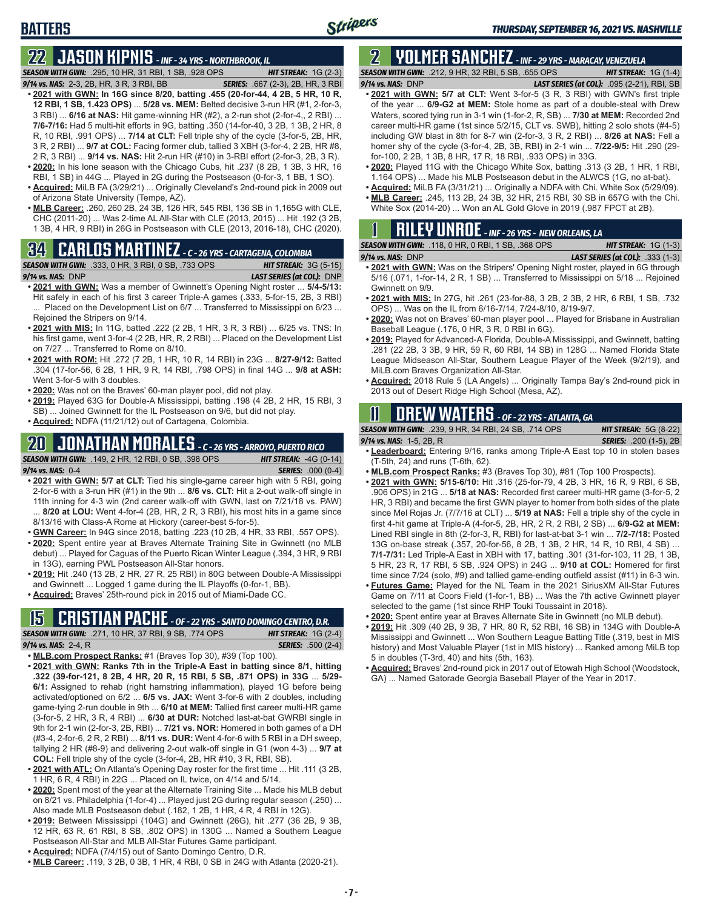# BATTERS

*THURSDAY, SEPTEMBER 16, 2021 VS. NASHVILLE*

## 22 JASON KIPNIS - INF - 34 YRS - NORTHBROOK, IL

**SEASON WITH GWN:** .295, 10 HR, 31 RBI, 1 SB, .928 OPS **HIT STREAK:** 1G (2-3)
**9/14 vs. NAS:** 2-3, 2B, HR, 3 R, 3 RBI, BB **SERIES:** .667 (2-3), 2B, HR, 3 RBI

- **2021 with GWN: In 16G since 8/20, batting .455 (20-for-44, 4 2B, 5 HR, 10 R, 12 RBI, 1 SB, 1.423 OPS)** ... **5/28 vs. MEM:** Belted decisive 3-run HR (#1, 2-for-3, 3 RBI) ... **6/16 at NAS:** Hit game-winning HR (#2), a 2-run shot (2-for-4,, 2 RBI) ... **7/6-7/16:** Had 5 multi-hit efforts in 9G, batting .350 (14-for-40, 3 2B, 1 3B, 2 HR, 8 R, 10 RBI, .991 OPS) ... **7/14 at CLT:** Fell triple shy of the cycle (3-for-5, 2B, HR, 3 R, 2 RBI) ... **9/7 at COL:** Facing former club, tallied 3 XBH (3-for-4, 2 2B, HR #8, 2 R, 3 RBI) ... **9/14 vs. NAS:** Hit 2-run HR (#10) in 3-RBI effort (2-for-3, 2B, 3 R).
- **2020:** In his lone season with the Chicago Cubs, hit .237 (8 2B, 1 3B, 3 HR, 16 RBI, 1 SB) in 44G ... Played in 2G during the Postseason (0-for-3, 1 BB, 1 SO).
- **Acquired:** MiLB FA (3/29/21) ... Originally Cleveland's 2nd-round pick in 2009 out of Arizona State University (Tempe, AZ).
- **MLB Career:** .260, 260 2B, 24 3B, 126 HR, 545 RBI, 136 SB in 1,165G with CLE, CHC (2011-20) ... Was 2-time AL All-Star with CLE (2013, 2015) ... Hit .192 (3 2B, 1 3B, 4 HR, 9 RBI) in 26G in Postseason with CLE (2013, 2016-18), CHC (2020).

## 34 CARLOS MARTINEZ - C - 26 YRS - CARTAGENA, COLOMBIA

**SEASON WITH GWN:** .333, 0 HR, 3 RBI, 0 SB, .733 OPS **HIT STREAK:** 3G (5-15)
**9/14 vs. NAS:** DNP **LAST SERIES (at COL):** DNP

- **2021 with GWN:** Was a member of Gwinnett's Opening Night roster ... **5/4-5/13:** Hit safely in each of his first 3 career Triple-A games (.333, 5-for-15, 2B, 3 RBI) ... Placed on the Development List on 6/7 ... Transferred to Mississippi on 6/23 ... Rejoined the Stripers on 9/14.
- **2021 with MIS:** In 11G, batted .222 (2 2B, 1 HR, 3 R, 3 RBI) ... 6/25 vs. TNS: In his first game, went 3-for-4 (2 2B, HR, R, 2 RBI) ... Placed on the Development List on 7/27 ... Transferred to Rome on 8/10.
- **2021 with ROM:** Hit .272 (7 2B, 1 HR, 10 R, 14 RBI) in 23G ... **8/27-9/12:** Batted .304 (17-for-56, 6 2B, 1 HR, 9 R, 14 RBI, .798 OPS) in final 14G ... **9/8 at ASH:** Went 3-for-5 with 3 doubles.
- **2020:** Was not on the Braves' 60-man player pool, did not play.
- **2019:** Played 63G for Double-A Mississippi, batting .198 (4 2B, 2 HR, 15 RBI, 3 SB) ... Joined Gwinnett for the IL Postseason on 9/6, but did not play.
- **Acquired:** NDFA (11/21/12) out of Cartagena, Colombia.

## 20 JONATHAN MORALES - C - 26 YRS - ARROYO, PUERTO RICO

**SEASON WITH GWN:** .149, 2 HR, 12 RBI, 0 SB, .398 OPS **HIT STREAK:** -4G (0-14)
**9/14 vs. NAS:** 0-4 **SERIES:** .000 (0-4)

- **2021 with GWN: 5/7 at CLT:** Tied his single-game career high with 5 RBI, going 2-for-6 with a 3-run HR (#1) in the 9th ... **8/6 vs. CLT:** Hit a 2-out walk-off single in 11th inning for 4-3 win (2nd career walk-off with GWN, last on 7/21/18 vs. PAW) ... **8/20 at LOU:** Went 4-for-4 (2B, HR, 2 R, 3 RBI), his most hits in a game since 8/13/16 with Class-A Rome at Hickory (career-best 5-for-5).
- **GWN Career:** In 94G since 2018, batting .223 (10 2B, 4 HR, 33 RBI, .557 OPS).
- **2020:** Spent entire year at Braves Alternate Training Site in Gwinnett (no MLB debut) ... Played for Caguas of the Puerto Rican Winter League (.394, 3 HR, 9 RBI in 13G), earning PWL Postseason All-Star honors.
- **2019:** Hit .240 (13 2B, 2 HR, 27 R, 25 RBI) in 80G between Double-A Mississippi and Gwinnett ... Logged 1 game during the IL Playoffs (0-for-1, BB).
- **Acquired:** Braves' 25th-round pick in 2015 out of Miami-Dade CC.

## 15 CRISTIAN PACHE - OF - 22 YRS - SANTO DOMINGO CENTRO, D.R.

**SEASON WITH GWN:** .271, 10 HR, 37 RBI, 9 SB, .774 OPS **HIT STREAK:** 1G (2-4)
**9/14 vs. NAS:** 2-4, R **SERIES:** .500 (2-4)

- **MLB.com Prospect Ranks:** #1 (Braves Top 30), #39 (Top 100).
- **2021 with GWN: Ranks 7th in the Triple-A East in batting since 8/1, hitting .322 (39-for-121, 8 2B, 4 HR, 20 R, 15 RBI, 5 SB, .871 OPS) in 33G** ... **5/29-6/1:** Assigned to rehab (right hamstring inflammation), played 1G before being activated/optioned on 6/2 ... **6/5 vs. JAX:** Went 3-for-6 with 2 doubles, including game-tying 2-run double in 9th ... **6/10 at MEM:** Tallied first career multi-HR game (3-for-5, 2 HR, 3 R, 4 RBI) ... **6/30 at DUR:** Notched last-at-bat GWRBI single in 9th for 2-1 win (2-for-3, 2B, RBI) ... **7/21 vs. NOR:** Homered in both games of a DH (#3-4, 2-for-6, 2 R, 2 RBI) ... **8/11 vs. DUR:** Went 4-for-6 with 5 RBI in a DH sweep, tallying 2 HR (#8-9) and delivering 2-out walk-off single in G1 (won 4-3) ... **9/7 at COL:** Fell triple shy of the cycle (3-for-4, 2B, HR #10, 3 R, RBI, SB).
- **2021 with ATL:** On Atlanta's Opening Day roster for the first time ... Hit .111 (3 2B, 1 HR, 6 R, 4 RBI) in 22G ... Placed on IL twice, on 4/14 and 5/14.
- **2020:** Spent most of the year at the Alternate Training Site ... Made his MLB debut on 8/21 vs. Philadelphia (1-for-4) ... Played just 2G during regular season (.250) ... Also made MLB Postseason debut (.182, 1 2B, 1 HR, 4 R, 4 RBI in 12G).
- **2019:** Between Mississippi (104G) and Gwinnett (26G), hit .277 (36 2B, 9 3B, 12 HR, 63 R, 61 RBI, 8 SB, .802 OPS) in 130G ... Named a Southern League Postseason All-Star and MLB All-Star Futures Game participant.
- **Acquired:** NDFA (7/4/15) out of Santo Domingo Centro, D.R.
- **MLB Career:** .119, 3 2B, 0 3B, 1 HR, 4 RBI, 0 SB in 24G with Atlanta (2020-21).

## 2 YOLMER SANCHEZ - INF - 29 YRS - MARACAY, VENEZUELA

**SEASON WITH GWN:** .212, 9 HR, 32 RBI, 5 SB, .655 OPS **HIT STREAK:** 1G (1-4)
**9/14 vs. NAS:** DNP **LAST SERIES (at COL):** .095 (2-21), RBI, SB

- **2021 with GWN:** 5/7 at CLT: Went 3-for-5 (3 R, 3 RBI) with GWN's first triple of the year ... **6/9-G2 at MEM:** Stole home as part of a double-steal with Drew Waters, scored tying run in 3-1 win (1-for-2, R, SB) ... **7/30 at MEM:** Recorded 2nd career multi-HR game (1st since 5/2/15, CLT vs. SWB), hitting 2 solo shots (#4-5) including GW blast in 8th for 8-7 win (2-for-3, 3 R, 2 RBI) ... **8/26 at NAS:** Fell a homer shy of the cycle (3-for-4, 2B, 3B, RBI) in 2-1 win ... **7/22-9/5:** Hit .290 (29-for-100, 2 2B, 1 3B, 8 HR, 17 R, 18 RBI, .933 OPS) in 33G.
- **2020:** Played 11G with the Chicago White Sox, batting .313 (3 2B, 1 HR, 1 RBI, 1.164 OPS) ... Made his MLB Postseason debut in the ALWCS (1G, no at-bat).
- **Acquired:** MiLB FA (3/31/21) ... Originally a NDFA with Chi. White Sox (5/29/09).
- **MLB Career:** .245, 113 2B, 24 3B, 32 HR, 215 RBI, 30 SB in 657G with the Chi. White Sox (2014-20) ... Won an AL Gold Glove in 2019 (.987 FPCT at 2B).

## 1 RILEY UNROE - INF - 26 YRS - NEW ORLEANS, LA

**SEASON WITH GWN:** .118, 0 HR, 0 RBI, 1 SB, .368 OPS **HIT STREAK:** 1G (1-3)
**9/14 vs. NAS:** DNP **LAST SERIES (at COL):** .333 (1-3)

- **2021 with GWN:** Was on the Stripers' Opening Night roster, played in 6G through 5/16 (.071, 1-for-14, 2 R, 1 SB) ... Transferred to Mississippi on 5/18 ... Rejoined Gwinnett on 9/9.
- **2021 with MIS:** In 27G, hit .261 (23-for-88, 3 2B, 2 3B, 2 HR, 6 RBI, 1 SB, .732 OPS) ... Was on the IL from 6/16-7/14, 7/24-8/10, 8/19-9/7.
- **2020:** Was not on Braves' 60-man player pool ... Played for Brisbane in Australian Baseball League (.176, 0 HR, 3 R, 0 RBI in 6G).
- **2019:** Played for Advanced-A Florida, Double-A Mississippi, and Gwinnett, batting .281 (22 2B, 3 3B, 9 HR, 59 R, 60 RBI, 14 SB) in 128G ... Named Florida State League Midseason All-Star, Southern League Player of the Week (9/2/19), and MiLB.com Braves Organization All-Star.
- **Acquired:** 2018 Rule 5 (LA Angels) ... Originally Tampa Bay's 2nd-round pick in 2013 out of Desert Ridge High School (Mesa, AZ).

## 11 DREW WATERS - OF - 22 YRS - ATLANTA, GA

**SEASON WITH GWN:** .239, 9 HR, 34 RBI, 24 SB, .714 OPS **HIT STREAK:** 5G (8-22)
**9/14 vs. NAS:** 1-5, 2B, R **SERIES:** .200 (1-5), 2B

- **Leaderboard:** Entering 9/16, ranks among Triple-A East top 10 in stolen bases (T-5th, 24) and runs (T-6th, 62).
- **MLB.com Prospect Ranks:** #3 (Braves Top 30), #81 (Top 100 Prospects).
- **2021 with GWN: 5/15-6/10:** Hit .316 (25-for-79, 4 2B, 3 HR, 16 R, 9 RBI, 6 SB, .906 OPS) in 21G ... **5/18 at NAS:** Recorded first career multi-HR game (3-for-5, 2 HR, 3 RBI) and became the first GWN player to homer from both sides of the plate since Mel Rojas Jr. (7/7/16 at CLT) ... **5/19 at NAS:** Fell a triple shy of the cycle in first 4-hit game at Triple-A (4-for-5, 2B, HR, 2 R, 2 RBI, 2 SB) ... **6/9-G2 at MEM:** Lined RBI single in 8th (2-for-3, R, RBI) for last-at-bat 3-1 win ... **7/2-7/18:** Posted 13G on-base streak (.357, 20-for-56, 8 2B, 1 3B, 2 HR, 14 R, 10 RBI, 4 SB) ... **7/1-7/31:** Led Triple-A East in XBH with 17, batting .301 (31-for-103, 11 2B, 1 3B, 5 HR, 23 R, 17 RBI, 5 SB, .924 OPS) in 24G ... **9/10 at COL:** Homered for first time since 7/24 (solo, #9) and tallied game-ending outfield assist (#11) in 6-3 win.
- **Futures Game:** Played for the NL Team in the 2021 SiriusXM All-Star Futures Game on 7/11 at Coors Field (1-for-1, BB) ... Was the 7th active Gwinnett player selected to the game (1st since RHP Touki Toussaint in 2018).
- **2020:** Spent entire year at Braves Alternate Site in Gwinnett (no MLB debut).
- **2019:** Hit .309 (40 2B, 9 3B, 7 HR, 80 R, 52 RBI, 16 SB) in 134G with Double-A Mississippi and Gwinnett ... Won Southern League Batting Title (.319, best in MIS history) and Most Valuable Player (1st in MIS history) ... Ranked among MiLB top 5 in doubles (T-3rd, 40) and hits (5th, 163).
- **Acquired:** Braves' 2nd-round pick in 2017 out of Etowah High School (Woodstock, GA) ... Named Gatorade Georgia Baseball Player of the Year in 2017.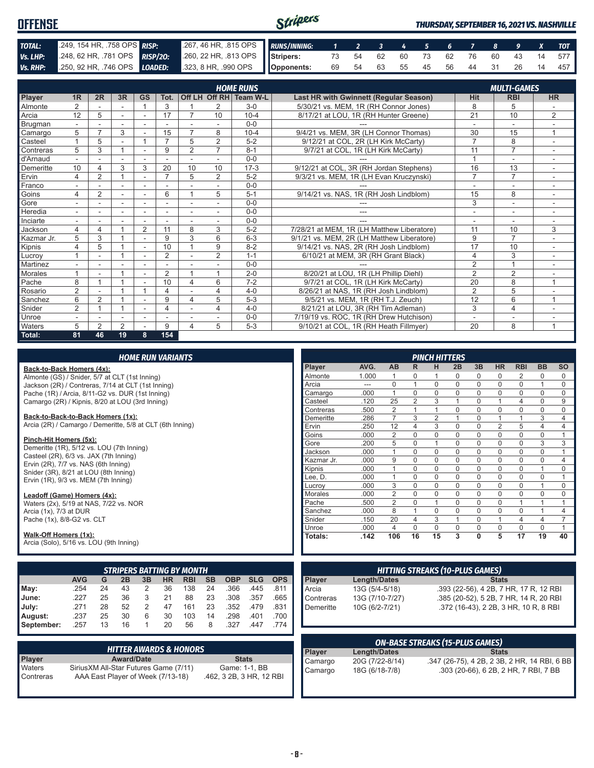# OFFENSE

*THURSDAY, SEPTEMBER 16, 2021 VS. NASHVILLE*

| | | | |
|---|---|---|---|
| **TOTAL:** | .249, 154 HR, .758 OPS | **RISP:** | .267, 46 HR, .815 OPS |
| **Vs. LHP:** | .248, 62 HR, .781 OPS | **RISP/2O:** | .260, 22 HR, .813 OPS |
| **Vs. RHP:** | .250, 92 HR, .746 OPS | **LOADED:** | .323, 8 HR, .990 OPS |

| RUNS/INNING: | 1 | 2 | 3 | 4 | 5 | 6 | 7 | 8 | 9 | X | TOT |
|---|---|---|---|---|---|---|---|---|---|---|---|
| Stripers: | 73 | 54 | 62 | 60 | 73 | 62 | 76 | 60 | 43 | 14 | 577 |
| Opponents: | 69 | 54 | 63 | 55 | 45 | 56 | 44 | 31 | 26 | 14 | 457 |

## HOME RUNS / MULTI-GAMES

| Player | 1R | 2R | 3R | GS | Tot. | Off LH | Off RH | Team W-L | Last HR with Gwinnett (Regular Season) | Hit | RBI | HR |
|---|---|---|---|---|---|---|---|---|---|---|---|---|
| Almonte | 2 | - | - | 1 | 3 | 1 | 2 | 3-0 | 5/30/21 vs. MEM, 1R (RH Connor Jones) | 8 | 5 | - |
| Arcia | 12 | 5 | - | - | 17 | 7 | 10 | 10-4 | 8/17/21 at LOU, 1R (RH Hunter Greene) | 21 | 10 | 2 |
| Brugman | - | - | - | - | - | - | - | 0-0 | --- | - | - | - |
| Camargo | 5 | 7 | 3 | - | 15 | 7 | 8 | 10-4 | 9/4/21 vs. MEM, 3R (LH Connor Thomas) | 30 | 15 | 1 |
| Casteel | 1 | 5 | - | 1 | 7 | 5 | 2 | 5-2 | 9/12/21 at COL, 2R (LH Kirk McCarty) | 7 | 8 | - |
| Contreras | 5 | 3 | 1 | - | 9 | 2 | 7 | 8-1 | 9/7/21 at COL, 1R (LH Kirk McCarty) | 11 | 7 | - |
| d'Arnaud | - | - | - | - | - | - | - | 0-0 | --- | 1 | - | - |
| Demeritte | 10 | 4 | 3 | 3 | 20 | 10 | 10 | 17-3 | 9/12/21 at COL, 3R (RH Jordan Stephens) | 16 | 13 | - |
| Ervin | 4 | 2 | 1 | - | 7 | 5 | 2 | 5-2 | 9/3/21 vs. MEM, 1R (LH Evan Kruczynski) | 7 | 7 | - |
| Franco | - | - | - | - | - | - | - | 0-0 | --- | - | - | - |
| Goins | 4 | 2 | - | - | 6 | 1 | 5 | 5-1 | 9/14/21 vs. NAS, 1R (RH Josh Lindblom) | 15 | 8 | - |
| Gore | - | - | - | - | - | - | - | 0-0 | --- | 3 | - | - |
| Heredia | - | - | - | - | - | - | - | 0-0 | --- | - | - | - |
| Inciarte | - | - | - | - | - | - | - | 0-0 | --- | - | - | - |
| Jackson | 4 | 4 | 1 | 2 | 11 | 8 | 3 | 5-2 | 7/28/21 at MEM, 1R (LH Matthew Liberatore) | 11 | 10 | 3 |
| Kazmar Jr. | 5 | 3 | 1 | - | 9 | 3 | 6 | 6-3 | 9/1/21 vs. MEM, 2R (LH Matthew Liberatore) | 9 | 7 | - |
| Kipnis | 4 | 5 | 1 | - | 10 | 1 | 9 | 8-2 | 9/14/21 vs. NAS, 2R (RH Josh Lindblom) | 17 | 10 | - |
| Lucroy | 1 | - | 1 | - | 2 | - | 2 | 1-1 | 6/10/21 at MEM, 3R (RH Grant Black) | 4 | 3 | - |
| Martinez | - | - | - | - | - | - | - | 0-0 | --- | 2 | 1 | - |
| Morales | 1 | - | 1 | - | 2 | 1 | 1 | 2-0 | 8/20/21 at LOU, 1R (LH Phillip Diehl) | 2 | 2 | - |
| Pache | 8 | 1 | 1 | - | 10 | 4 | 6 | 7-2 | 9/7/21 at COL, 1R (LH Kirk McCarty) | 20 | 8 | 1 |
| Rosario | 2 | - | 1 | 1 | 4 | - | 4 | 4-0 | 8/26/21 at NAS, 1R (RH Josh Lindblom) | 2 | 5 | - |
| Sanchez | 6 | 2 | 1 | - | 9 | 4 | 5 | 5-3 | 9/5/21 vs. MEM, 1R (RH T.J. Zeuch) | 12 | 6 | 1 |
| Snider | 2 | 1 | 1 | - | 4 | - | 4 | 4-0 | 8/21/21 at LOU, 3R (RH Tim Adleman) | 3 | 4 | - |
| Unroe | - | - | - | - | - | - | - | 0-0 | 7/19/19 vs. ROC, 1R (RH Drew Hutchison) | - | - | - |
| Waters | 5 | 2 | 2 | - | 9 | 4 | 5 | 5-3 | 9/10/21 at COL, 1R (RH Heath Fillmyer) | 20 | 8 | 1 |
| **Total:** | **81** | **46** | **19** | **8** | **154** | | | | | | | |

## HOME RUN VARIANTS

**Back-to-Back Homers (4x):**
Almonte (GS) / Snider, 5/7 at CLT (1st Inning)
Jackson (2R) / Contreras, 7/14 at CLT (1st Inning)
Pache (1R) / Arcia, 8/11-G2 vs. DUR (1st Inning)
Camargo (2R) / Kipnis, 8/20 at LOU (3rd Inning)

**Back-to-Back-to-Back Homers (1x):**
Arcia (2R) / Camargo / Demeritte, 5/8 at CLT (6th Inning)

**Pinch-Hit Homers (5x):**
Demeritte (1R), 5/12 vs. LOU (7th Inning)
Casteel (2R), 6/3 vs. JAX (7th Inning)
Ervin (2R), 7/7 vs. NAS (6th Inning)
Snider (3R), 8/21 at LOU (8th Inning)
Ervin (1R), 9/3 vs. MEM (7th Inning)

**Leadoff (Game) Homers (4x):**
Waters (2x), 5/19 at NAS, 7/22 vs. NOR
Arcia (1x), 7/3 at DUR
Pache (1x), 8/8-G2 vs. CLT

**Walk-Off Homers (1x):**
Arcia (Solo), 5/16 vs. LOU (9th Inning)

## PINCH HITTERS

| Player | AVG. | AB | R | H | 2B | 3B | HR | RBI | BB | SO |
|---|---|---|---|---|---|---|---|---|---|---|
| Almonte | 1.000 | 1 | 0 | 1 | 0 | 0 | 0 | 2 | 0 | 0 |
| Arcia | --- | 0 | 1 | 0 | 0 | 0 | 0 | 0 | 1 | 0 |
| Camargo | .000 | 1 | 0 | 0 | 0 | 0 | 0 | 0 | 0 | 0 |
| Casteel | .120 | 25 | 2 | 3 | 1 | 0 | 1 | 4 | 0 | 9 |
| Contreras | .500 | 2 | 1 | 1 | 0 | 0 | 0 | 0 | 0 | 0 |
| Demeritte | .286 | 7 | 3 | 2 | 1 | 0 | 1 | 1 | 3 | 4 |
| Ervin | .250 | 12 | 4 | 3 | 0 | 0 | 2 | 5 | 4 | 4 |
| Goins | .000 | 2 | 0 | 0 | 0 | 0 | 0 | 0 | 0 | 1 |
| Gore | .200 | 5 | 0 | 1 | 0 | 0 | 0 | 0 | 3 | 3 |
| Jackson | .000 | 1 | 0 | 0 | 0 | 0 | 0 | 0 | 0 | 1 |
| Kazmar Jr. | .000 | 9 | 0 | 0 | 0 | 0 | 0 | 0 | 0 | 4 |
| Kipnis | .000 | 1 | 0 | 0 | 0 | 0 | 0 | 0 | 1 | 0 |
| Lee, D. | .000 | 1 | 0 | 0 | 0 | 0 | 0 | 0 | 0 | 1 |
| Lucroy | .000 | 3 | 0 | 0 | 0 | 0 | 0 | 0 | 1 | 0 |
| Morales | .000 | 2 | 0 | 0 | 0 | 0 | 0 | 0 | 0 | 0 |
| Pache | .500 | 2 | 0 | 1 | 0 | 0 | 0 | 1 | 1 | 1 |
| Sanchez | .000 | 8 | 1 | 0 | 0 | 0 | 0 | 0 | 1 | 4 |
| Snider | .150 | 20 | 4 | 3 | 1 | 0 | 1 | 4 | 4 | 7 |
| Unroe | .000 | 4 | 0 | 0 | 0 | 0 | 0 | 0 | 0 | 1 |
| **Totals:** | **.142** | **106** | **16** | **15** | **3** | **0** | **5** | **17** | **19** | **40** |

## STRIPERS BATTING BY MONTH

| | AVG | G | 2B | 3B | HR | RBI | SB | OBP | SLG | OPS |
|---|---|---|---|---|---|---|---|---|---|---|
| May: | .254 | 24 | 43 | 2 | 36 | 138 | 24 | .366 | .445 | .811 |
| June: | .227 | 25 | 36 | 3 | 21 | 88 | 23 | .308 | .357 | .665 |
| July: | .271 | 28 | 52 | 2 | 47 | 161 | 23 | .352 | .479 | .831 |
| August: | .237 | 25 | 30 | 6 | 30 | 103 | 14 | .298 | .401 | .700 |
| September: | .257 | 13 | 16 | 1 | 20 | 56 | 8 | .327 | .447 | .774 |

## HITTING STREAKS (10-PLUS GAMES)

| Player | Length/Dates | Stats |
|---|---|---|
| Arcia | 13G (5/4-5/18) | .393 (22-56), 4 2B, 7 HR, 17 R, 12 RBI |
| Contreras | 13G (7/10-7/27) | .385 (20-52), 5 2B, 7 HR, 14 R, 20 RBI |
| Demeritte | 10G (6/2-7/21) | .372 (16-43), 2 2B, 3 HR, 10 R, 8 RBI |

## HITTER AWARDS & HONORS

| Player | Award/Date | Stats |
|---|---|---|
| Waters | SiriusXM All-Star Futures Game (7/11) | Game: 1-1, BB |
| Contreras | AAA East Player of Week (7/13-18) | .462, 3 2B, 3 HR, 12 RBI |

## ON-BASE STREAKS (15-PLUS GAMES)

| Player | Length/Dates | Stats |
|---|---|---|
| Camargo | 20G (7/22-8/14) | .347 (26-75), 4 2B, 2 3B, 2 HR, 14 RBI, 6 BB |
| Camargo | 18G (6/18-7/8) | .303 (20-66), 6 2B, 2 HR, 7 RBI, 7 BB |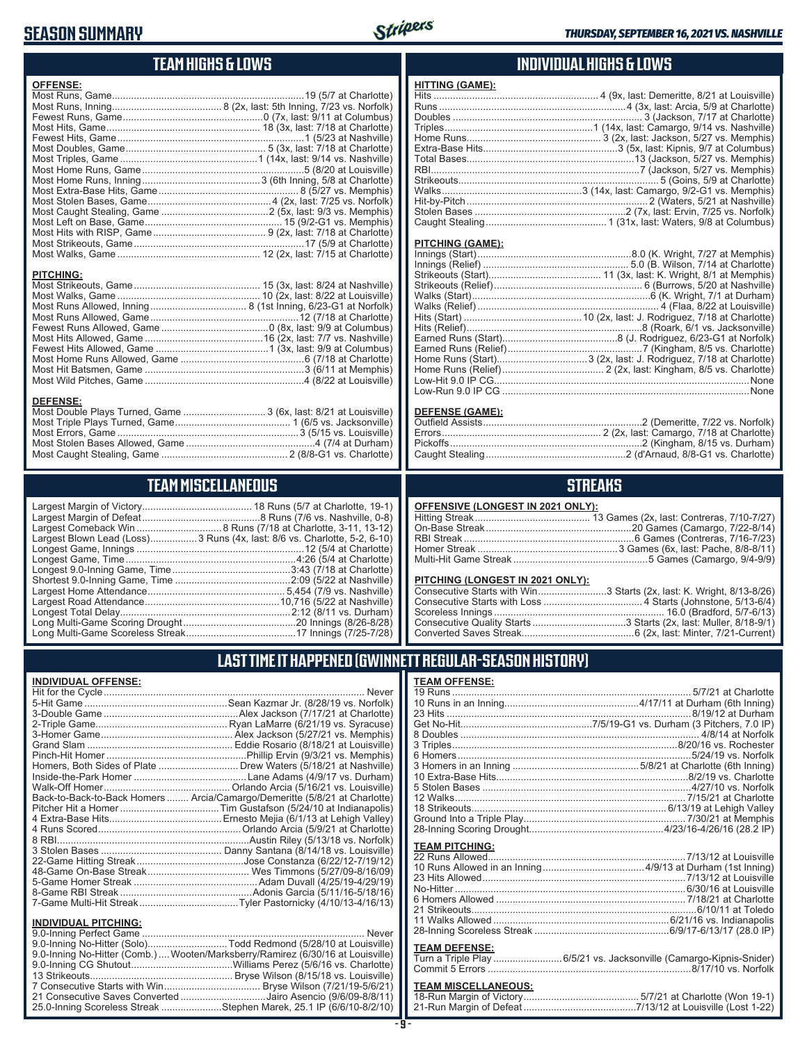# SEASON SUMMARY

*THURSDAY, SEPTEMBER 16, 2021 VS. NASHVILLE*

## TEAM HIGHS & LOWS

**OFFENSE:**

| | |
|---|---|
| Most Runs, Game | 19 (5/7 at Charlotte) |
| Most Runs, Inning | 8 (2x, last: 5th Inning, 7/23 vs. Norfolk) |
| Fewest Runs, Game | 0 (7x, last: 9/11 at Columbus) |
| Most Hits, Game | 18 (3x, last: 7/18 at Charlotte) |
| Fewest Hits, Game | 1 (5/23 at Nashville) |
| Most Doubles, Game | 5 (3x, last: 7/18 at Charlotte) |
| Most Triples, Game | 1 (14x, last: 9/14 vs. Nashville) |
| Most Home Runs, Game | 5 (8/20 at Louisville) |
| Most Home Runs, Inning | 3 (6th Inning, 5/8 at Charlotte) |
| Most Extra-Base Hits, Game | 8 (5/27 vs. Memphis) |
| Most Stolen Bases, Game | 4 (2x, last: 7/25 vs. Norfolk) |
| Most Caught Stealing, Game | 2 (5x, last: 9/3 vs. Memphis) |
| Most Left on Base, Game | 15 (9/2-G1 vs. Memphis) |
| Most Hits with RISP, Game | 9 (2x, last: 7/18 at Charlotte) |
| Most Strikeouts, Game | 17 (5/9 at Charlotte) |
| Most Walks, Game | 12 (2x, last: 7/15 at Charlotte) |

**PITCHING:**

| | |
|---|---|
| Most Strikeouts, Game | 15 (3x, last: 8/24 at Nashville) |
| Most Walks, Game | 10 (2x, last: 8/22 at Louisville) |
| Most Runs Allowed, Inning | 8 (1st Inning, 6/23-G1 at Norfolk) |
| Most Runs Allowed, Game | 12 (7/18 at Charlotte) |
| Fewest Runs Allowed, Game | 0 (8x, last: 9/9 at Columbus) |
| Most Hits Allowed, Game | 16 (2x, last: 7/7 vs. Nashville) |
| Fewest Hits Allowed, Game | 1 (3x, last: 9/9 at Columbus) |
| Most Home Runs Allowed, Game | 6 (7/18 at Charlotte) |
| Most Hit Batsmen, Game | 3 (6/11 at Memphis) |
| Most Wild Pitches, Game | 4 (8/22 at Louisville) |

**DEFENSE:**

| | |
|---|---|
| Most Double Plays Turned, Game | 3 (6x, last: 8/21 at Louisville) |
| Most Triple Plays Turned, Game | 1 (6/5 vs. Jacksonville) |
| Most Errors, Game | 3 (5/15 vs. Louisville) |
| Most Stolen Bases Allowed, Game | 4 (7/4 at Durham) |
| Most Caught Stealing, Game | 2 (8/8-G1 vs. Charlotte) |

## INDIVIDUAL HIGHS & LOWS

**HITTING (GAME):**

| | |
|---|---|
| Hits | 4 (9x, last: Demeritte, 8/21 at Louisville) |
| Runs | 4 (3x, last: Arcia, 5/9 at Charlotte) |
| Doubles | 3 (Jackson, 7/17 at Charlotte) |
| Triples | 1 (14x, last: Camargo, 9/14 vs. Nashville) |
| Home Runs | 3 (2x, last: Jackson, 5/27 vs. Memphis) |
| Extra-Base Hits | 3 (5x, last: Kipnis, 9/7 at Columbus) |
| Total Bases | 13 (Jackson, 5/27 vs. Memphis) |
| RBI | 7 (Jackson, 5/27 vs. Memphis) |
| Strikeouts | 5 (Goins, 5/9 at Charlotte) |
| Walks | 3 (14x, last: Camargo, 9/2-G1 vs. Memphis) |
| Hit-by-Pitch | 2 (Waters, 5/21 at Nashville) |
| Stolen Bases | 2 (7x, last: Ervin, 7/25 vs. Norfolk) |
| Caught Stealing | 1 (31x, last: Waters, 9/8 at Columbus) |

**PITCHING (GAME):**

| | |
|---|---|
| Innings (Start) | 8.0 (K. Wright, 7/27 at Memphis) |
| Innings (Relief) | 5.0 (B. Wilson, 7/14 at Charlotte) |
| Strikeouts (Start) | 11 (3x, last: K. Wright, 8/1 at Memphis) |
| Strikeouts (Relief) | 6 (Burrows, 5/20 at Nashville) |
| Walks (Start) | 6 (K. Wright, 7/1 at Durham) |
| Walks (Relief) | 4 (Flaa, 8/22 at Louisville) |
| Hits (Start) | 10 (2x, last: J. Rodriguez, 7/18 at Charlotte) |
| Hits (Relief) | 8 (Roark, 6/1 vs. Jacksonville) |
| Earned Runs (Start) | 8 (J. Rodriguez, 6/23-G1 at Norfolk) |
| Earned Runs (Relief) | 7 (Kingham, 8/5 vs. Charlotte) |
| Home Runs (Start) | 3 (2x, last: J. Rodriguez, 7/18 at Charlotte) |
| Home Runs (Relief) | 2 (2x, last: Kingham, 8/5 vs. Charlotte) |
| Low-Hit 9.0 IP CG | None |
| Low-Run 9.0 IP CG | None |

**DEFENSE (GAME):**

| | |
|---|---|
| Outfield Assists | 2 (Demeritte, 7/22 vs. Norfolk) |
| Errors | 2 (2x, last: Camargo, 7/18 at Charlotte) |
| Pickoffs | 2 (Kingham, 8/15 vs. Durham) |
| Caught Stealing | 2 (d'Arnaud, 8/8-G1 vs. Charlotte) |

## TEAM MISCELLANEOUS

| | |
|---|---|
| Largest Margin of Victory | 18 Runs (5/7 at Charlotte, 19-1) |
| Largest Margin of Defeat | 8 Runs (7/6 vs. Nashville, 0-8) |
| Largest Comeback Win | 8 Runs (7/18 at Charlotte, 3-11, 13-12) |
| Largest Blown Lead (Loss) | 3 Runs (4x, last: 8/6 vs. Charlotte, 5-2, 6-10) |
| Longest Game, Innings | 12 (5/4 at Charlotte) |
| Longest Game, Time | 4:26 (5/4 at Charlotte) |
| Longest 9.0-Inning Game, Time | 3:43 (7/18 at Charlotte) |
| Shortest 9.0-Inning Game, Time | 2:09 (5/22 at Nashville) |
| Largest Home Attendance | 5,454 (7/9 vs. Nashville) |
| Largest Road Attendance | 10,716 (5/22 at Nashville) |
| Longest Total Delay | 2:12 (8/11 vs. Durham) |
| Long Multi-Game Scoring Drought | 20 Innings (8/26-8/28) |
| Long Multi-Game Scoreless Streak | 17 Innings (7/25-7/28) |

## STREAKS

**OFFENSIVE (LONGEST IN 2021 ONLY):**

| | |
|---|---|
| Hitting Streak | 13 Games (2x, last: Contreras, 7/10-7/27) |
| On-Base Streak | 20 Games (Camargo, 7/22-8/14) |
| RBI Streak | 6 Games (Contreras, 7/16-7/23) |
| Homer Streak | 3 Games (6x, last: Pache, 8/8-8/11) |
| Multi-Hit Game Streak | 5 Games (Camargo, 9/4-9/9) |

**PITCHING (LONGEST IN 2021 ONLY):**

| | |
|---|---|
| Consecutive Starts with Win | 3 Starts (2x, last: K. Wright, 8/13-8/26) |
| Consecutive Starts with Loss | 4 Starts (Johnstone, 5/13-6/4) |
| Scoreless Innings | 16.0 (Bradford, 5/7-6/13) |
| Consecutive Quality Starts | 3 Starts (2x, last: Muller, 8/18-9/1) |
| Converted Saves Streak | 6 (2x, last: Minter, 7/21-Current) |

## LAST TIME IT HAPPENED (GWINNETT REGULAR-SEASON HISTORY)

**INDIVIDUAL OFFENSE:**

| | |
|---|---|
| Hit for the Cycle | Never |
| 5-Hit Game | Sean Kazmar Jr. (8/28/19 vs. Norfolk) |
| 3-Double Game | Alex Jackson (7/17/21 at Charlotte) |
| 2-Triple Game | Ryan LaMarre (6/21/19 vs. Syracuse) |
| 3-Homer Game | Alex Jackson (5/27/21 vs. Memphis) |
| Grand Slam | Eddie Rosario (8/18/21 at Louisville) |
| Pinch-Hit Homer | Phillip Ervin (9/3/21 vs. Memphis) |
| Homers, Both Sides of Plate | Drew Waters (5/18/21 at Nashville) |
| Inside-the-Park Homer | Lane Adams (4/9/17 vs. Durham) |
| Walk-Off Homer | Orlando Arcia (5/16/21 vs. Louisville) |
| Back-to-Back-to-Back Homers | Arcia/Camargo/Demeritte (5/8/21 at Charlotte) |
| Pitcher Hit a Homer | Tim Gustafson (5/24/10 at Indianapolis) |
| 4 Extra-Base Hits | Ernesto Mejia (6/1/13 at Lehigh Valley) |
| 4 Runs Scored | Orlando Arcia (5/9/21 at Charlotte) |
| 8 RBI | Austin Riley (5/13/18 vs. Norfolk) |
| 3 Stolen Bases | Danny Santana (8/14/18 vs. Louisville) |
| 22-Game Hitting Streak | Jose Constanza (6/22/12-7/19/12) |
| 48-Game On-Base Streak | Wes Timmons (5/27/09-8/16/09) |
| 5-Game Homer Streak | Adam Duvall (4/25/19-4/29/19) |
| 8-Game RBI Streak | Adonis Garcia (5/11/16-5/18/16) |
| 7-Game Multi-Hit Streak | Tyler Pastornicky (4/10/13-4/16/13) |

**INDIVIDUAL PITCHING:**

| | |
|---|---|
| 9.0-Inning Perfect Game | Never |
| 9.0-Inning No-Hitter (Solo) | Todd Redmond (5/28/10 at Louisville) |
| 9.0-Inning No-Hitter (Comb.) | Wooten/Marksberry/Ramirez (6/30/16 at Louisville) |
| 9.0-Inning CG Shutout | Williams Perez (5/6/16 vs. Charlotte) |
| 13 Strikeouts | Bryse Wilson (8/15/18 vs. Louisville) |
| 7 Consecutive Starts with Win | Bryse Wilson (7/21/19-5/6/21) |
| 21 Consecutive Saves Converted | Jairo Asencio (9/6/09-8/8/11) |
| 25.0-Inning Scoreless Streak | Stephen Marek, 25.1 IP (6/6/10-8/2/10) |

**TEAM OFFENSE:**

| | |
|---|---|
| 19 Runs | 5/7/21 at Charlotte |
| 10 Runs in an Inning | 4/17/11 at Durham (6th Inning) |
| 23 Hits | 8/19/12 at Durham |
| Get No-Hit | 7/5/19-G1 vs. Durham (3 Pitchers, 7.0 IP) |
| 8 Doubles | 4/8/14 at Norfolk |
| 3 Triples | 8/20/16 vs. Rochester |
| 6 Homers | 5/24/19 vs. Norfolk |
| 3 Homers in an Inning | 5/8/21 at Charlotte (6th Inning) |
| 10 Extra-Base Hits | 8/2/19 vs. Charlotte |
| 5 Stolen Bases | 4/27/10 vs. Norfolk |
| 12 Walks | 7/15/21 at Charlotte |
| 18 Strikeouts | 6/13/19 at Lehigh Valley |
| Ground Into a Triple Play | 7/30/21 at Memphis |
| 28-Inning Scoring Drought | 4/23/16-4/26/16 (28.2 IP) |

**TEAM PITCHING:**

| | |
|---|---|
| 22 Runs Allowed | 7/13/12 at Louisville |
| 10 Runs Allowed in an Inning | 4/9/13 at Durham (1st Inning) |
| 23 Hits Allowed | 7/13/12 at Louisville |
| No-Hitter | 6/30/16 at Louisville |
| 6 Homers Allowed | 7/18/21 at Charlotte |
| 21 Strikeouts | 6/10/11 at Toledo |
| 11 Walks Allowed | 6/21/16 vs. Indianapolis |
| 28-Inning Scoreless Streak | 6/9/17-6/13/17 (28.0 IP) |

**TEAM DEFENSE:**

| | |
|---|---|
| Turn a Triple Play | 6/5/21 vs. Jacksonville (Camargo-Kipnis-Snider) |
| Commit 5 Errors | 8/17/10 vs. Norfolk |

**TEAM MISCELLANEOUS:**

| | |
|---|---|
| 18-Run Margin of Victory | 5/7/21 at Charlotte (Won 19-1) |
| 21-Run Margin of Defeat | 7/13/12 at Louisville (Lost 1-22) |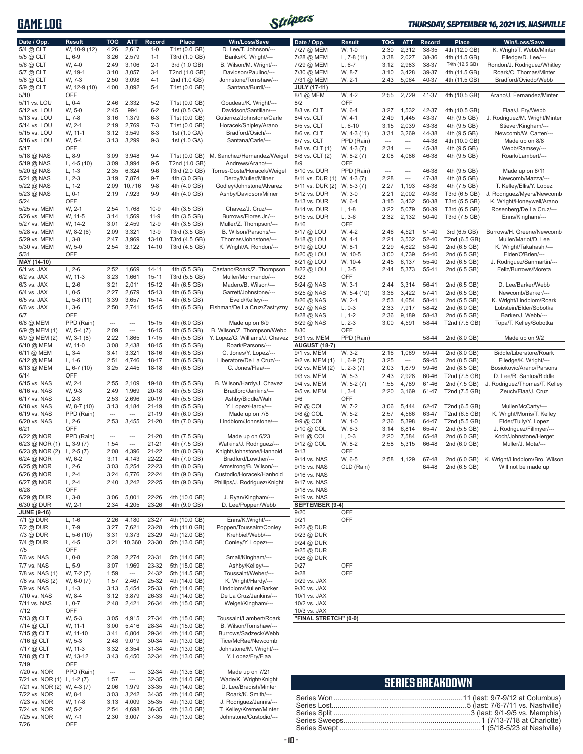# GAME LOG

*THURSDAY, SEPTEMBER 16, 2021 VS. NASHVILLE*

| Date / Opp. | Result | TOG | ATT | Record | Place | Win/Loss/Save |
|---|---|---|---|---|---|---|
| 5/4 @ CLT | W, 10-9 (12) | 4:26 | 2,617 | 1-0 | T1st (0.0 GB) | D. Lee/T. Johnson/--- |
| 5/5 @ CLT | L, 6-9 | 3:26 | 2,579 | 1-1 | T3rd (1.0 GB) | Banks/K. Wright/--- |
| 5/6 @ CLT | W, 4-0 | 2:49 | 3,106 | 2-1 | 3rd (1.0 GB) | B. Wilson/M. Wright/--- |
| 5/7 @ CLT | W, 19-1 | 3:10 | 3,057 | 3-1 | T2nd (1.0 GB) | Davidson/Paulino/--- |
| 5/8 @ CLT | W, 7-3 | 2:50 | 3,098 | 4-1 | 2nd (1.0 GB) | Johnstone/Tomshaw/--- |
| 5/9 @ CLT | W, 12-9 (10) | 4:00 | 3,092 | 5-1 | T1st (0.0 GB) | Santana/Burdi/--- |
| 5/10 | OFF | | | | | |
| 5/11 vs. LOU | L, 0-4 | 2:46 | 2,332 | 5-2 | T1st (0.0 GB) | Goudeau/K. Wright/--- |
| 5/12 vs. LOU | W, 5-0 | 2:45 | 994 | 6-2 | 1st (0.5 GA) | Davidson/Santillan/--- |
| 5/13 vs. LOU | L, 7-8 | 3:16 | 1,379 | 6-3 | T1st (0.0 GB) | Gutierrez/Johnstone/Carle |
| 5/14 vs. LOU | W, 2-1 | 2:19 | 2,769 | 7-3 | T1st (0.0 GB) | Horacek/Shipley/Arano |
| 5/15 vs. LOU | W, 11-1 | 3:12 | 3,549 | 8-3 | 1st (1.0 GA) | Bradford/Osich/--- |
| 5/16 vs. LOU | W, 5-4 | 3:13 | 3,299 | 9-3 | 1st (1.0 GA) | Santana/Carle/--- |
| 5/17 | OFF | | | | | |
| 5/18 @ NAS | L, 8-9 | 3:09 | 3,948 | 9-4 | T1st (0.0 GB) | M. Sanchez/Hernandez/Weigel |
| 5/19 @ NAS | L, 4-5 (10) | 3:09 | 3,994 | 9-5 | T2nd (1.0 GB) | Andrews/Arano/--- |
| 5/20 @ NAS | L, 1-3 | 2:35 | 6,324 | 9-6 | T3rd (2.0 GB) | Torres-Costa/Horacek/Weigel |
| 5/21 @ NAS | L, 2-3 | 3:19 | 7,874 | 9-7 | 4th (3.0 GB) | Derby/Muller/Milner |
| 5/22 @ NAS | L, 1-2 | 2:09 | 10,716 | 9-8 | 4th (4.0 GB) | Godley/Johnstone/Alvarez |
| 5/23 @ NAS | L, 0-1 | 2:19 | 7,923 | 9-9 | 4th (4.0 GB) | Ashby/Davidson/Milner |
| 5/24 | OFF | | | | | |
| 5/25 vs. MEM | W, 2-1 | 2:54 | 1,768 | 10-9 | 4th (3.5 GB) | Chavez/J. Cruz/--- |
| 5/26 vs. MEM | W, 11-5 | 3:14 | 1,569 | 11-9 | 4th (3.5 GB) | Burrows/Flores Jr./--- |
| 5/27 vs. MEM | W, 14-2 | 3:01 | 2,459 | 12-9 | 4th (3.5 GB) | Muller/Z. Thompson/--- |
| 5/28 vs. MEM | W, 8-2 (6) | 2:09 | 3,321 | 13-9 | T3rd (3.5 GB) | B. Wilson/Parsons/--- |
| 5/29 vs. MEM | L, 3-8 | 2:47 | 3,969 | 13-10 | T3rd (4.5 GB) | Thomas/Johnstone/--- |
| 5/30 vs. MEM | W, 5-0 | 2:54 | 3,122 | 14-10 | T3rd (4.5 GB) | K. Wright/A. Rondon/--- |
| 5/31 | OFF | | | | | |
| **MAY (14-10)** | | | | | | |
| 6/1 vs. JAX | L, 2-6 | 2:52 | 1,669 | 14-11 | 4th (5.5 GB) | Castano/Roark/Z. Thompson |
| 6/2 vs. JAX | W, 11-3 | 3:23 | 1,661 | 15-11 | T3rd (5.5 GB) | Muller/Morimando/--- |
| 6/3 vs. JAX | L, 2-6 | 3:21 | 2,011 | 15-12 | 4th (6.5 GB) | Madero/B. Wilson/--- |
| 6/4 vs. JAX | L, 0-5 | 2:27 | 2,679 | 15-13 | 4th (6.5 GB) | Garrett/Johnstone/--- |
| 6/5 vs. JAX | L, 5-8 (11) | 3:39 | 3,657 | 15-14 | 4th (6.5 GB) | Eveld/Kelley/--- |
| 6/6 vs. JAX | L, 3-6 | 2:50 | 2,741 | 15-15 | 4th (6.5 GB) | Fishman/De La Cruz/Zastryzny |
| 6/7 | OFF | | | | | |
| 6/8 @ MEM | PPD (Rain) | --- | --- | 15-15 | 4th (6.0 GB) | Made up on 6/9 |
| 6/9 @ MEM (1) | W, 5-4 (7) | 2:09 | --- | 16-15 | 4th (5.5 GB) | B. Wilson/Z. Thompson/Webb |
| 6/9 @ MEM (2) | W, 3-1 (8) | 2:22 | 1,865 | 17-15 | 4th (5.5 GB) | Y. Lopez/G. Williams/J. Chavez |
| 6/10 @ MEM | W, 11-0 | 3:08 | 2,438 | 18-15 | 4th (5.5 GB) | Roark/Parsons/--- |
| 6/11 @ MEM | L, 3-4 | 3:41 | 3,321 | 18-16 | 4th (6.5 GB) | C. Jones/Y. Lopez/--- |
| 6/12 @ MEM | L, 1-6 | 2:51 | 4,746 | 18-17 | 4th (6.5 GB) | Liberatore/De La Cruz/--- |
| 6/13 @ MEM | L, 6-7 (10) | 3:25 | 2,445 | 18-18 | 4th (6.5 GB) | C. Jones/Flaa/--- |
| 6/14 | OFF | | | | | |
| 6/15 vs. NAS | W, 2-1 | 2:55 | 2,109 | 19-18 | 4th (5.5 GB) | B. Wilson/Hardy/J. Chavez |
| 6/16 vs. NAS | W, 9-3 | 2:49 | 1,969 | 20-18 | 4th (5.5 GB) | Bradford/Jankins/--- |
| 6/17 vs. NAS | L, 2-3 | 2:53 | 2,696 | 20-19 | 4th (5.5 GB) | Ashby/Biddle/Wahl |
| 6/18 vs. NAS | W, 8-7 (10) | 3:13 | 4,184 | 21-19 | 4th (5.5 GB) | Y. Lopez/Hardy/--- |
| 6/19 vs. NAS | PPD (Rain) | --- | --- | 21-19 | 4th (6.0 GB) | Made up on 7/8 |
| 6/20 vs. NAS | L, 2-6 | 2:53 | 3,455 | 21-20 | 4th (7.0 GB) | Lindblom/Johnstone/--- |
| 6/21 | OFF | | | | | |
| 6/22 @ NOR | PPD (Rain) | --- | --- | 21-20 | 4th (7.5 GB) | Made up on 6/23 |
| 6/23 @ NOR (1) | L, 3-9 (7) | 1:54 | --- | 21-21 | 4th (7.5 GB) | Watkins/J. Rodriguez/--- |
| 6/23 @ NOR (2) | L, 2-5 (7) | 2:08 | 4,396 | 21-22 | 4th (8.0 GB) | Knight/Johnstone/Hanhold |
| 6/24 @ NOR | W, 6-2 | 3:11 | 4,143 | 22-22 | 4th (7.0 GB) | Bradford/Lowther/--- |
| 6/25 @ NOR | L, 2-6 | 3:03 | 5,254 | 22-23 | 4th (8.0 GB) | Armstrong/B. Wilson/--- |
| 6/26 @ NOR | L, 2-4 | 3:24 | 6,776 | 22-24 | 4th (9.0 GB) | Custodio/Horacek/Hanhold |
| 6/27 @ NOR | L, 2-4 | 2:40 | 3,242 | 22-25 | 4th (9.0 GB) | Phillips/J. Rodriguez/Knight |
| 6/28 | OFF | | | | | |
| 6/29 @ DUR | L, 3-8 | 3:06 | 5,001 | 22-26 | 4th (10.0 GB) | J. Ryan/Kingham/--- |
| 6/30 @ DUR | W, 2-1 | 2:34 | 4,205 | 23-26 | 4th (9.0 GB) | D. Lee/Poppen/Webb |
| **JUNE (9-16)** | | | | | | |
| 7/1 @ DUR | L, 1-6 | 2:26 | 4,180 | 23-27 | 4th (10.0 GB) | Enns/K.Wright/--- |
| 7/2 @ DUR | L, 7-9 | 3:27 | 7,621 | 23-28 | 4th (11.0 GB) | Poppen/Toussaint/Conley |
| 7/3 @ DUR | L, 5-6 (10) | 3:31 | 9,373 | 23-29 | 4th (12.0 GB) | Krehbiel/Webb/--- |
| 7/4 @ DUR | L, 4-5 | 3:21 | 10,360 | 23-30 | 5th (13.0 GB) | Conley/Y. Lopez/--- |
| 7/5 | OFF | | | | | |
| 7/6 vs. NAS | L, 0-8 | 2:39 | 2,274 | 23-31 | 5th (14.0 GB) | Small/Kingham/--- |
| 7/7 vs. NAS | L, 5-9 | 3:07 | 1,969 | 23-32 | 5th (15.0 GB) | Ashby/Kelley/--- |
| 7/8 vs. NAS (1) | W, 7-2 (7) | 1:59 | --- | 24-32 | 5th (14.5 GB) | Toussaint/Weber/--- |
| 7/8 vs. NAS (2) | W, 6-0 (7) | 1:57 | 2,467 | 25-32 | 4th (14.0 GB) | K. Wright/Hardy/--- |
| 7/9 vs. NAS | L, 1-3 | 3:13 | 5,454 | 25-33 | 6th (14.0 GB) | Lindblom/Muller/Barker |
| 7/10 vs. NAS | W, 8-4 | 3:12 | 3,879 | 26-33 | 4th (14.0 GB) | De La Cruz/Jankins/--- |
| 7/11 vs. NAS | L, 0-7 | 2:48 | 2,421 | 26-34 | 4th (15.0 GB) | Weigel/Kingham/--- |
| 7/12 | OFF | | | | | |
| 7/13 @ CLT | W, 5-3 | 3:05 | 4,915 | 27-34 | 4th (15.0 GB) | Toussaint/Lambert/Roark |
| 7/14 @ CLT | W, 11-1 | 3:00 | 5,416 | 28-34 | 4th (15.0 GB) | B. Wilson/Tomshaw/--- |
| 7/15 @ CLT | W, 11-10 | 3:41 | 6,804 | 29-34 | 4th (14.0 GB) | Burrows/Sadzeck/Webb |
| 7/16 @ CLT | W, 5-3 | 2:48 | 9,019 | 30-34 | 4th (13.0 GB) | Tice/McRae/Newcomb |
| 7/17 @ CLT | W, 11-3 | 3:32 | 8,354 | 31-34 | 4th (13.0 GB) | Johnstone/M. Wright/--- |
| 7/18 @ CLT | W, 13-12 | 3:43 | 6,450 | 32-34 | 4th (13.0 GB) | Y. Lopez/Fry/Flaa |
| 7/19 | OFF | | | | | |
| 7/20 vs. NOR | PPD (Rain) | --- | --- | 32-34 | 4th (13.5 GB) | Made up on 7/21 |
| 7/21 vs. NOR (1) | L, 1-2 (7) | 1:57 | --- | 32-35 | 4th (14.0 GB) | Wade/K. Wright/Knight |
| 7/21 vs. NOR (2) | W, 4-3 (7) | 2:06 | 1,979 | 33-35 | 4th (14.0 GB) | D. Lee/Bradish/Minter |
| 7/22 vs. NOR | W, 8-1 | 3:03 | 3,242 | 34-35 | 4th (14.0 GB) | Roark/K. Smith/--- |
| 7/23 vs. NOR | W, 17-8 | 3:13 | 4,009 | 35-35 | 4th (13.0 GB) | J. Rodriguez/Jannis/--- |
| 7/24 vs. NOR | W, 5-2 | 2:54 | 4,698 | 36-35 | 4th (13.0 GB) | T. Kelley/Kremer/Minter |
| 7/25 vs. NOR | W, 7-1 | 2:30 | 3,007 | 37-35 | 4th (13.0 GB) | Johnstone/Custodio/--- |
| 7/26 | OFF | | | | | |
| 7/27 @ MEM | W, 1-0 | 2:30 | 2,312 | 38-35 | 4th (12.0 GB) | K. Wright/T. Webb/Minter |
| 7/28 @ MEM | L, 7-8 (11) | 3:38 | 2,027 | 38-36 | 4th (11.5 GB) | Elledge/D. Lee/--- |
| 7/29 @ MEM | L, 6-7 | 3:12 | 2,983 | 38-37 | T4th (12.5 GB) | Rondon/J. Rodriguez/Whitley |
| 7/30 @ MEM | W, 8-7 | 3:10 | 3,428 | 39-37 | 4th (11.5 GB) | Roark/C. Thomas/Minter |
| 7/31 @ MEM | W, 2-1 | 2:43 | 5,064 | 40-37 | 4th (11.5 GB) | Bradford/Oviedo/Webb |
| **JULY (17-11)** | | | | | | |
| 8/1 @ MEM | W, 4-2 | 2:55 | 2,729 | 41-37 | 4th (10.5 GB) | Arano/J. Fernandez/Minter |
| 8/2 | OFF | | | | | |
| 8/3 vs. CLT | W, 6-4 | 3:27 | 1,532 | 42-37 | 4th (10.5 GB) | Flaa/J. Fry/Webb |
| 8/4 vs. CLT | W, 4-1 | 2:49 | 1,445 | 43-37 | 4th (9.5 GB) | J. Rodriguez/M. Wright/Minter |
| 8/5 vs. CLT | L, 6-10 | 3:15 | 2,039 | 43-38 | 4th (9.5 GB) | Stiever/Kingham/--- |
| 8/6 vs. CLT | W, 4-3 (11) | 3:31 | 3,269 | 44-38 | 4th (9.5 GB) | Newcomb/W. Carter/--- |
| 8/7 vs. CLT | PPD (Rain) | --- | --- | 44-38 | 4th (10.0 GB) | Made up on 8/8 |
| 8/8 vs. CLT (1) | W, 4-3 (7) | 2:34 | --- | 45-38 | 4th (9.5 GB) | Webb/Ramsey/--- |
| 8/8 vs. CLT (2) | W, 8-2 (7) | 2:08 | 4,086 | 46-38 | 4th (9.5 GB) | Roark/Lambert/--- |
| 8/9 | OFF | | | | | |
| 8/10 vs. DUR | PPD (Rain) | --- | --- | 46-38 | 4th (9.5 GB) | Made up on 8/11 |
| 8/11 vs. DUR (1) | W, 4-3 (7) | 2:28 | --- | 47-38 | 4th (8.5 GB) | Newcomb/Mazza/--- |
| 8/11 vs. DUR (2) | W, 5-3 (7) | 2:27 | 1,193 | 48-38 | 4th (7.5 GB) | T. Kelley/Ellis/Y. Lopez |
| 8/12 vs. DUR | W, 3-0 | 2:21 | 2,002 | 49-38 | T3rd (6.5 GB) | J. Rodriguez/Myers/Newcomb |
| 8/13 vs. DUR | W, 6-4 | 3:15 | 3,432 | 50-38 | T3rd (5.5 GB) | K. Wright/Honeywell/Arano |
| 8/14 vs. DUR | L, 1-8 | 3:22 | 5,079 | 50-39 | T3rd (6.5 GB) | Rosenberg/De La Cruz/--- |
| 8/15 vs. DUR | L, 3-6 | 2:32 | 2,132 | 50-40 | T3rd (7.5 GB) | Enns/Kingham/--- |
| 8/16 | OFF | | | | | |
| 8/17 @ LOU | W, 4-2 | 2:46 | 4,521 | 51-40 | 3rd (6.5 GB) | Burrows/H. Greene/Newcomb |
| 8/18 @ LOU | W, 4-1 | 2:21 | 3,532 | 52-40 | T2nd (6.5 GB) | Muller/Mariot/D. Lee |
| 8/19 @ LOU | W, 8-1 | 2:29 | 4,622 | 53-40 | 2nd (6.5 GB) | K. Wright/Takahashi/--- |
| 8/20 @ LOU | W, 10-5 | 3:00 | 4,739 | 54-40 | 2nd (6.5 GB) | Elder/O'Brien/--- |
| 8/21 @ LOU | W, 10-4 | 2:45 | 6,137 | 55-40 | 2nd (6.5 GB) | J. Rodriguez/Sanmartin/--- |
| 8/22 @ LOU | L, 3-5 | 2:44 | 5,373 | 55-41 | 2nd (6.5 GB) | Feliz/Burrows/Moreta |
| 8/23 | OFF | | | | | |
| 8/24 @ NAS | W, 3-1 | 2:44 | 3,314 | 56-41 | 2nd (6.5 GB) | D. Lee/Barker/Webb |
| 8/25 @ NAS | W, 5-4 (10) | 3:36 | 3,422 | 57-41 | 2nd (6.5 GB) | Newcomb/Barker/--- |
| 8/26 @ NAS | W, 2-1 | 2:53 | 4,654 | 58-41 | 2nd (5.5 GB) | K. Wright/Lindblom/Roark |
| 8/27 @ NAS | L, 0-3 | 2:33 | 7,917 | 58-42 | 2nd (6.0 GB) | Lobstein/Elder/Sobotka |
| 8/28 @ NAS | L, 1-2 | 2:36 | 9,189 | 58-43 | 2nd (6.5 GB) | Barker/J. Webb/--- |
| 8/29 @ NAS | L, 2-3 | 3:00 | 4,591 | 58-44 | T2nd (7.5 GB) | Topa/T. Kelley/Sobotka |
| 8/30 | OFF | | | | | |
| 8/31 vs. MEM | PPD (Rain) | | | 58-44 | 2nd (8.0 GB) | Made up on 9/2 |
| **AUGUST (18-7)** | | | | | | |
| 9/1 vs. MEM | W, 3-2 | 2:16 | 1,069 | 59-44 | 2nd (8.0 GB) | Biddle/Liberatore/Roark |
| 9/2 vs. MEM (1) | L, 6-9 (7) | 3:25 | --- | 59-45 | 2nd (8.5 GB) | Elledge/K. Wright/--- |
| 9/2 vs. MEM (2) | L, 2-3 (7) | 2:03 | 1,679 | 59-46 | 2nd (8.5 GB) | Bosiokovic/Arano/Parsons |
| 9/3 vs. MEM | W, 5-3 | 2:43 | 2,928 | 60-46 | T2nd (7.5 GB) | D. Lee/R. Santos/Biddle |
| 9/4 vs. MEM | W, 5-2 (7) | 1:55 | 4,789 | 61-46 | 2nd (7.5 GB) | J. Rodriguez/Thomas/T. Kelley |
| 9/5 vs. MEM | L, 3-4 | 2:20 | 3,169 | 61-47 | T2nd (7.5 GB) | Zeuch/Flaa/J. Cruz |
| 9/6 | OFF | | | | | |
| 9/7 @ COL | W, 7-2 | 3:06 | 5,444 | 62-47 | T2nd (6.5 GB) | Muller/McCarty/--- |
| 9/8 @ COL | W, 5-2 | 2:57 | 4,566 | 63-47 | T2nd (6.5 GB) | K. Wright/Morris/T. Kelley |
| 9/9 @ COL | W, 1-0 | 2:36 | 5,398 | 64-47 | T2nd (5.5 GB) | Elder/Tully/Y. Lopez |
| 9/10 @ COL | W, 6-3 | 3:14 | 6,814 | 65-47 | 2nd (5.5 GB) | J. Rodriguez/Fillmyer/--- |
| 9/11 @ COL | L, 0-3 | 2:20 | 7,584 | 65-48 | 2nd (6.0 GB) | Koch/Johnstone/Herget |
| 9/12 @ COL | W, 8-2 | 2:58 | 5,315 | 66-48 | 2nd (6.0 GB) | Muller/J. Mota/--- |
| 9/13 | OFF | | | | | |
| 9/14 vs. NAS | W, 6-5 | 2:58 | 1,129 | 67-48 | 2nd (6.0 GB) | K. Wright/Lindblom/Bro. Wilson |
| 9/15 vs. NAS | CLD (Rain) | | | 64-48 | 2nd (6.5 GB) | Will not be made up |
| 9/16 vs. NAS | | | | | | |
| 9/17 vs. NAS | | | | | | |
| 9/18 vs. NAS | | | | | | |
| 9/19 vs. NAS | | | | | | |
| **SEPTEMBER (9-4)** | | | | | | |
| 9/20 | OFF | | | | | |
| 9/21 | OFF | | | | | |
| 9/22 @ DUR | | | | | | |
| 9/23 @ DUR | | | | | | |
| 9/24 @ DUR | | | | | | |
| 9/25 @ DUR | | | | | | |
| 9/26 @ DUR | | | | | | |
| 9/27 | OFF | | | | | |
| 9/28 | OFF | | | | | |
| 9/29 vs. JAX | | | | | | |
| 9/30 vs. JAX | | | | | | |
| 10/1 vs. JAX | | | | | | |
| 10/2 vs. JAX | | | | | | |
| 10/3 vs. JAX | | | | | | |
| **"FINAL STRETCH" (0-0)** | | | | | | |

## SERIES BREAKDOWN

Series Won................11 (last: 9/7-9/12 at Columbus)
Series Lost................5 (last: 7/6-7/11 vs. Nashville)
Series Split................3 (last: 9/1-9/5 vs. Memphis)
Series Sweeps................1 (7/13-7/18 at Charlotte)
Series Swept................1 (5/18-5/23 at Nashville)